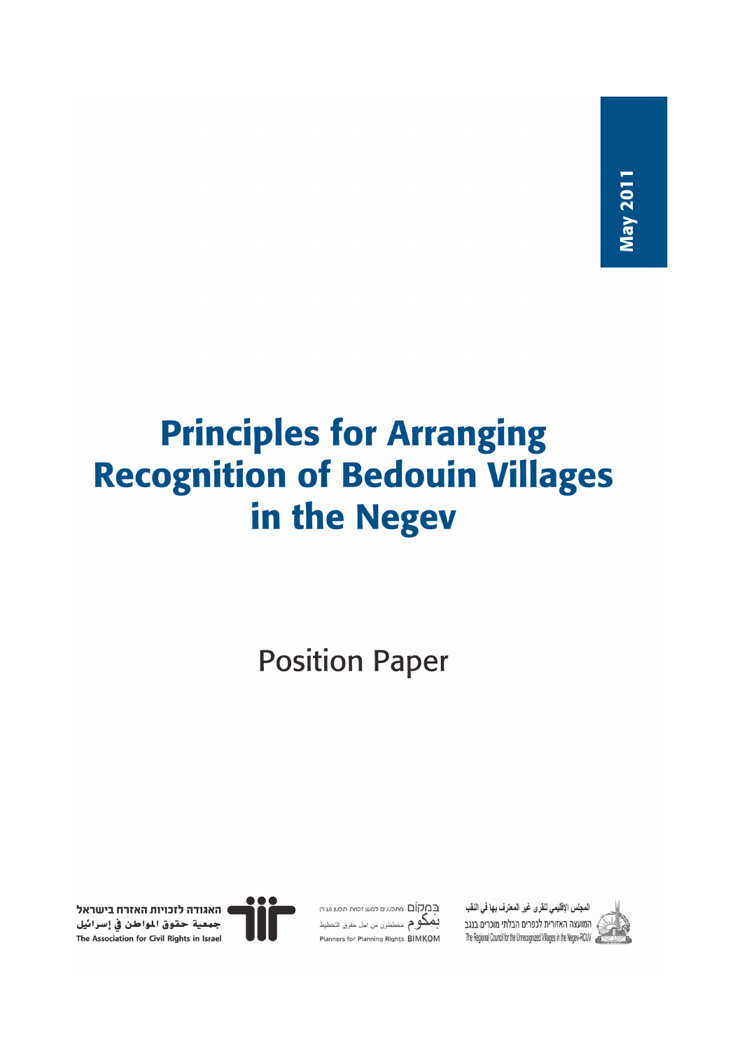May 2011

# Principles for Arranging Recognition of Bedouin Villages in the Negev

## Position Paper

האגודה לזכויות האזרח בישראל
جمعية حقوق المواطن في إسرائيل
The Association for Civil Rights in Israel

במקום מתכננים למען זכויות תכנון (ע"ר)
بمكوم مخططون من اجل حقوق التخطيط
Planners for Planning Rights BIMKOM

المجلس الإقليمي للقرى غير المعترف بها في النقب
המועצה האזורית לכפרים הבלתי מוכרים בנגב
The Regional Council for the Unrecognized Villages in the Negev-RCUV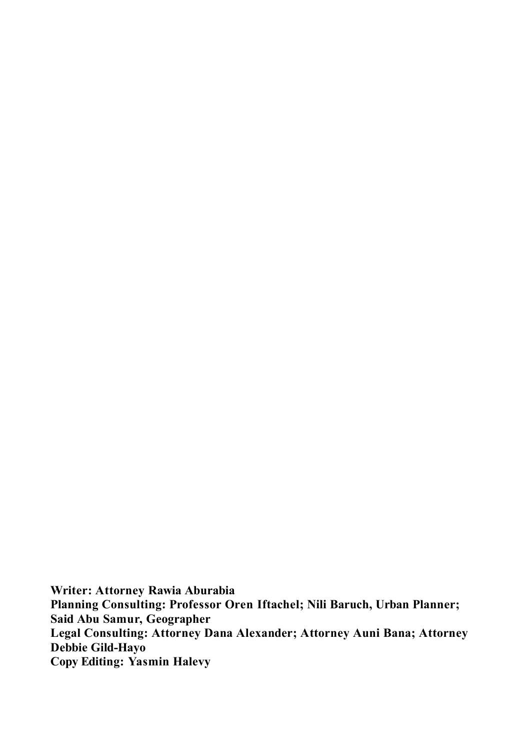**Writer: Attorney Rawia Aburabia**
**Planning Consulting: Professor Oren Iftachel; Nili Baruch, Urban Planner; Said Abu Samur, Geographer**
**Legal Consulting: Attorney Dana Alexander; Attorney Auni Bana; Attorney Debbie Gild-Hayo**
**Copy Editing: Yasmin Halevy**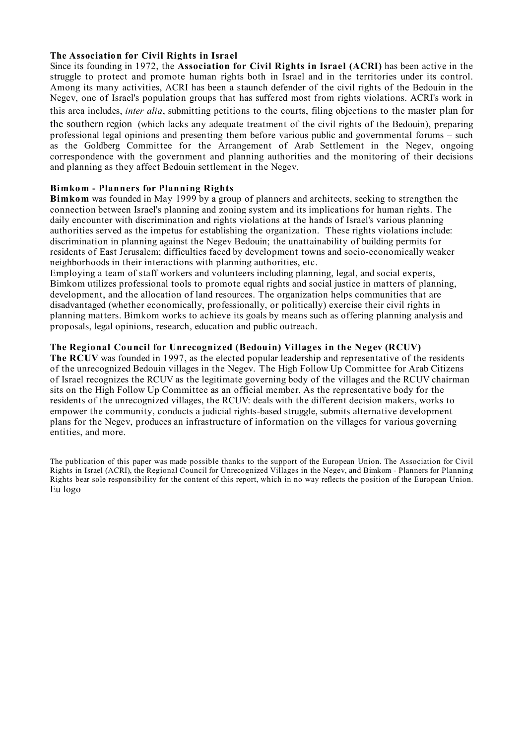### The Association for Civil Rights in Israel

Since its founding in 1972, the **Association for Civil Rights in Israel (ACRI)** has been active in the struggle to protect and promote human rights both in Israel and in the territories under its control. Among its many activities, ACRI has been a staunch defender of the civil rights of the Bedouin in the Negev, one of Israel's population groups that has suffered most from rights violations. ACRI's work in this area includes, *inter alia*, submitting petitions to the courts, filing objections to the master plan for the southern region (which lacks any adequate treatment of the civil rights of the Bedouin), preparing professional legal opinions and presenting them before various public and governmental forums – such as the Goldberg Committee for the Arrangement of Arab Settlement in the Negev, ongoing correspondence with the government and planning authorities and the monitoring of their decisions and planning as they affect Bedouin settlement in the Negev.

### Bimkom - Planners for Planning Rights

**Bimkom** was founded in May 1999 by a group of planners and architects, seeking to strengthen the connection between Israel's planning and zoning system and its implications for human rights. The daily encounter with discrimination and rights violations at the hands of Israel's various planning authorities served as the impetus for establishing the organization. These rights violations include: discrimination in planning against the Negev Bedouin; the unattainability of building permits for residents of East Jerusalem; difficulties faced by development towns and socio-economically weaker neighborhoods in their interactions with planning authorities, etc.

Employing a team of staff workers and volunteers including planning, legal, and social experts, Bimkom utilizes professional tools to promote equal rights and social justice in matters of planning, development, and the allocation of land resources. The organization helps communities that are disadvantaged (whether economically, professionally, or politically) exercise their civil rights in planning matters. Bimkom works to achieve its goals by means such as offering planning analysis and proposals, legal opinions, research, education and public outreach.

### The Regional Council for Unrecognized (Bedouin) Villages in the Negev (RCUV)

**The RCUV** was founded in 1997, as the elected popular leadership and representative of the residents of the unrecognized Bedouin villages in the Negev. The High Follow Up Committee for Arab Citizens of Israel recognizes the RCUV as the legitimate governing body of the villages and the RCUV chairman sits on the High Follow Up Committee as an official member. As the representative body for the residents of the unrecognized villages, the RCUV: deals with the different decision makers, works to empower the community, conducts a judicial rights-based struggle, submits alternative development plans for the Negev, produces an infrastructure of information on the villages for various governing entities, and more.

The publication of this paper was made possible thanks to the support of the European Union. The Association for Civil Rights in Israel (ACRI), the Regional Council for Unrecognized Villages in the Negev, and Bimkom - Planners for Planning Rights bear sole responsibility for the content of this report, which in no way reflects the position of the European Union.
Eu logo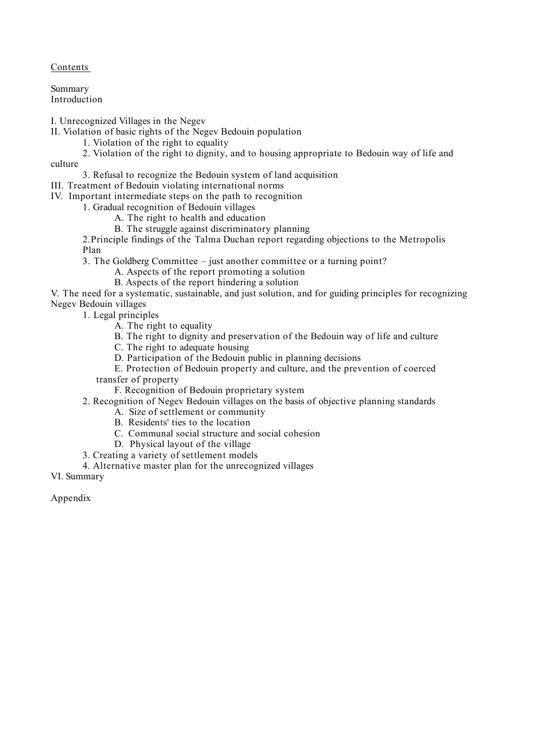Contents

Summary
Introduction

I. Unrecognized Villages in the Negev
II. Violation of basic rights of the Negev Bedouin population
  1. Violation of the right to equality
  2. Violation of the right to dignity, and to housing appropriate to Bedouin way of life and culture
  3. Refusal to recognize the Bedouin system of land acquisition
III. Treatment of Bedouin violating international norms
IV. Important intermediate steps on the path to recognition
  1. Gradual recognition of Bedouin villages
    A. The right to health and education
    B. The struggle against discriminatory planning
  2. Principle findings of the Talma Duchan report regarding objections to the Metropolis Plan
  3. The Goldberg Committee – just another committee or a turning point?
    A. Aspects of the report promoting a solution
    B. Aspects of the report hindering a solution
V. The need for a systematic, sustainable, and just solution, and for guiding principles for recognizing Negev Bedouin villages
  1. Legal principles
    A. The right to equality
    B. The right to dignity and preservation of the Bedouin way of life and culture
    C. The right to adequate housing
    D. Participation of the Bedouin public in planning decisions
    E. Protection of Bedouin property and culture, and the prevention of coerced transfer of property
    F. Recognition of Bedouin proprietary system
  2. Recognition of Negev Bedouin villages on the basis of objective planning standards
    A. Size of settlement or community
    B. Residents' ties to the location
    C. Communal social structure and social cohesion
    D. Physical layout of the village
  3. Creating a variety of settlement models
  4. Alternative master plan for the unrecognized villages
VI. Summary

Appendix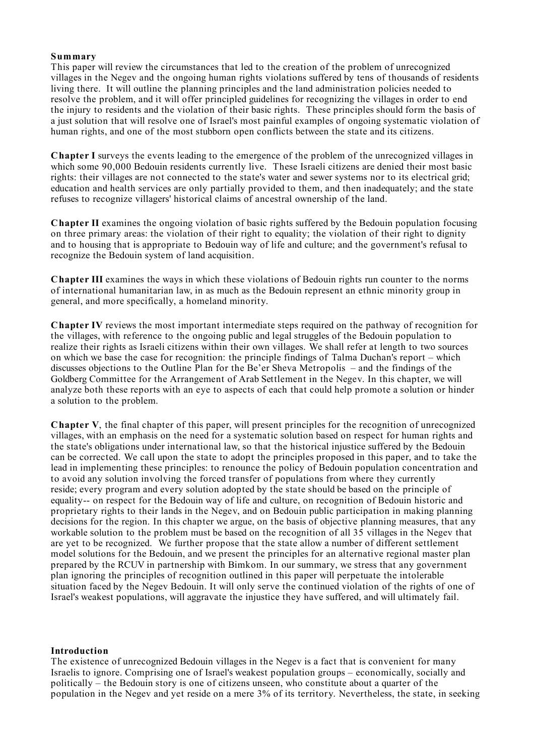**Summary**

This paper will review the circumstances that led to the creation of the problem of unrecognized villages in the Negev and the ongoing human rights violations suffered by tens of thousands of residents living there. It will outline the planning principles and the land administration policies needed to resolve the problem, and it will offer principled guidelines for recognizing the villages in order to end the injury to residents and the violation of their basic rights. These principles should form the basis of a just solution that will resolve one of Israel's most painful examples of ongoing systematic violation of human rights, and one of the most stubborn open conflicts between the state and its citizens.

**Chapter I** surveys the events leading to the emergence of the problem of the unrecognized villages in which some 90,000 Bedouin residents currently live. These Israeli citizens are denied their most basic rights: their villages are not connected to the state's water and sewer systems nor to its electrical grid; education and health services are only partially provided to them, and then inadequately; and the state refuses to recognize villagers' historical claims of ancestral ownership of the land.

**Chapter II** examines the ongoing violation of basic rights suffered by the Bedouin population focusing on three primary areas: the violation of their right to equality; the violation of their right to dignity and to housing that is appropriate to Bedouin way of life and culture; and the government's refusal to recognize the Bedouin system of land acquisition.

**Chapter III** examines the ways in which these violations of Bedouin rights run counter to the norms of international humanitarian law, in as much as the Bedouin represent an ethnic minority group in general, and more specifically, a homeland minority.

**Chapter IV** reviews the most important intermediate steps required on the pathway of recognition for the villages, with reference to the ongoing public and legal struggles of the Bedouin population to realize their rights as Israeli citizens within their own villages. We shall refer at length to two sources on which we base the case for recognition: the principle findings of Talma Duchan's report – which discusses objections to the Outline Plan for the Be'er Sheva Metropolis – and the findings of the Goldberg Committee for the Arrangement of Arab Settlement in the Negev. In this chapter, we will analyze both these reports with an eye to aspects of each that could help promote a solution or hinder a solution to the problem.

**Chapter V**, the final chapter of this paper, will present principles for the recognition of unrecognized villages, with an emphasis on the need for a systematic solution based on respect for human rights and the state's obligations under international law, so that the historical injustice suffered by the Bedouin can be corrected. We call upon the state to adopt the principles proposed in this paper, and to take the lead in implementing these principles: to renounce the policy of Bedouin population concentration and to avoid any solution involving the forced transfer of populations from where they currently reside; every program and every solution adopted by the state should be based on the principle of equality-- on respect for the Bedouin way of life and culture, on recognition of Bedouin historic and proprietary rights to their lands in the Negev, and on Bedouin public participation in making planning decisions for the region. In this chapter we argue, on the basis of objective planning measures, that any workable solution to the problem must be based on the recognition of all 35 villages in the Negev that are yet to be recognized. We further propose that the state allow a number of different settlement model solutions for the Bedouin, and we present the principles for an alternative regional master plan prepared by the RCUV in partnership with Bimkom. In our summary, we stress that any government plan ignoring the principles of recognition outlined in this paper will perpetuate the intolerable situation faced by the Negev Bedouin. It will only serve the continued violation of the rights of one of Israel's weakest populations, will aggravate the injustice they have suffered, and will ultimately fail.

**Introduction**

The existence of unrecognized Bedouin villages in the Negev is a fact that is convenient for many Israelis to ignore. Comprising one of Israel's weakest population groups – economically, socially and politically – the Bedouin story is one of citizens unseen, who constitute about a quarter of the population in the Negev and yet reside on a mere 3% of its territory. Nevertheless, the state, in seeking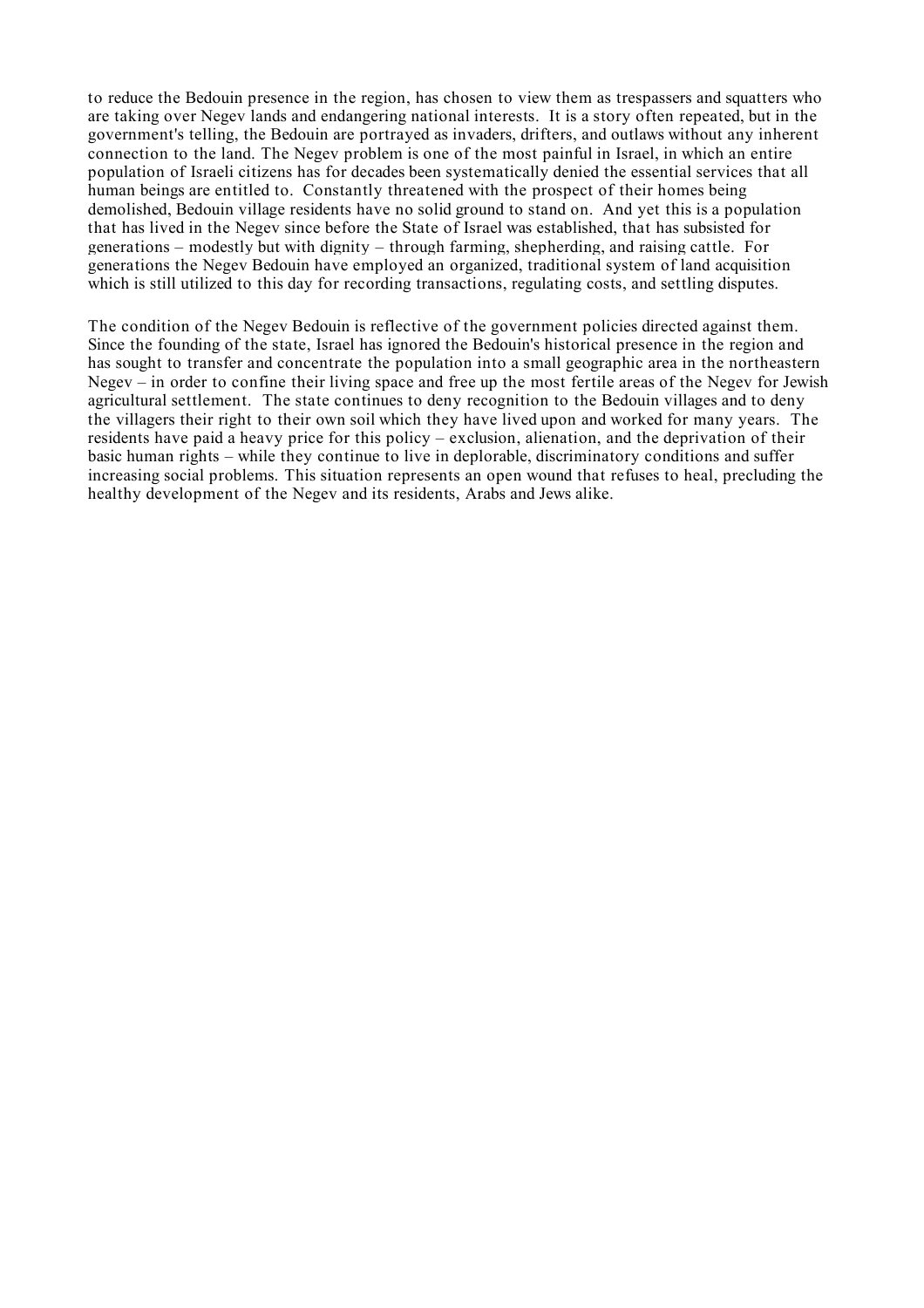to reduce the Bedouin presence in the region, has chosen to view them as trespassers and squatters who are taking over Negev lands and endangering national interests. It is a story often repeated, but in the government's telling, the Bedouin are portrayed as invaders, drifters, and outlaws without any inherent connection to the land. The Negev problem is one of the most painful in Israel, in which an entire population of Israeli citizens has for decades been systematically denied the essential services that all human beings are entitled to. Constantly threatened with the prospect of their homes being demolished, Bedouin village residents have no solid ground to stand on. And yet this is a population that has lived in the Negev since before the State of Israel was established, that has subsisted for generations – modestly but with dignity – through farming, shepherding, and raising cattle. For generations the Negev Bedouin have employed an organized, traditional system of land acquisition which is still utilized to this day for recording transactions, regulating costs, and settling disputes.

The condition of the Negev Bedouin is reflective of the government policies directed against them. Since the founding of the state, Israel has ignored the Bedouin's historical presence in the region and has sought to transfer and concentrate the population into a small geographic area in the northeastern Negev – in order to confine their living space and free up the most fertile areas of the Negev for Jewish agricultural settlement. The state continues to deny recognition to the Bedouin villages and to deny the villagers their right to their own soil which they have lived upon and worked for many years. The residents have paid a heavy price for this policy – exclusion, alienation, and the deprivation of their basic human rights – while they continue to live in deplorable, discriminatory conditions and suffer increasing social problems. This situation represents an open wound that refuses to heal, precluding the healthy development of the Negev and its residents, Arabs and Jews alike.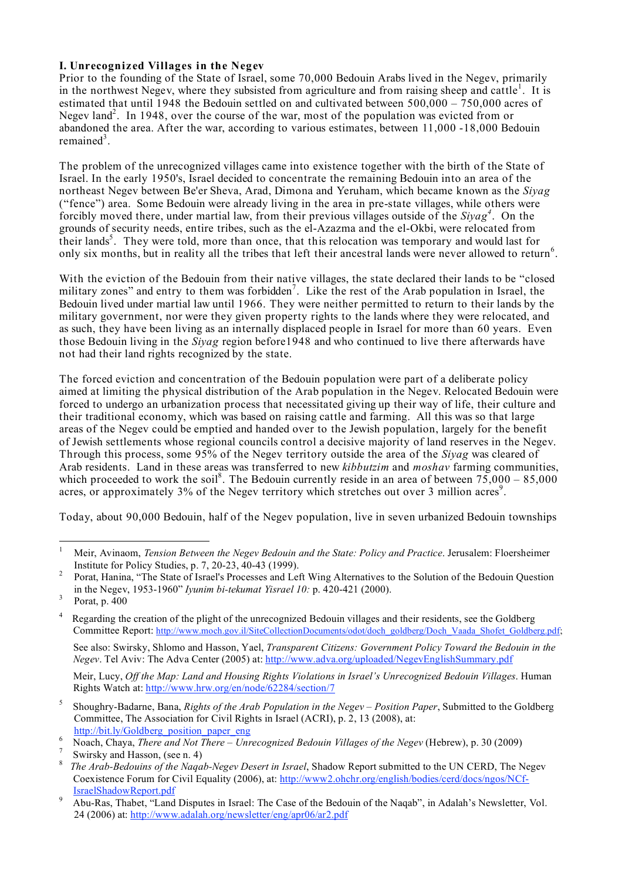**I. Unrecognized Villages in the Negev**

Prior to the founding of the State of Israel, some 70,000 Bedouin Arabs lived in the Negev, primarily in the northwest Negev, where they subsisted from agriculture and from raising sheep and cattle[1]. It is estimated that until 1948 the Bedouin settled on and cultivated between 500,000 – 750,000 acres of Negev land[2]. In 1948, over the course of the war, most of the population was evicted from or abandoned the area. After the war, according to various estimates, between 11,000 -18,000 Bedouin remained[3].

The problem of the unrecognized villages came into existence together with the birth of the State of Israel. In the early 1950's, Israel decided to concentrate the remaining Bedouin into an area of the northeast Negev between Be'er Sheva, Arad, Dimona and Yeruham, which became known as the *Siyag* ("fence") area. Some Bedouin were already living in the area in pre-state villages, while others were forcibly moved there, under martial law, from their previous villages outside of the *Siyag*[4]. On the grounds of security needs, entire tribes, such as the el-Azazma and the el-Okbi, were relocated from their lands[5]. They were told, more than once, that this relocation was temporary and would last for only six months, but in reality all the tribes that left their ancestral lands were never allowed to return[6].

With the eviction of the Bedouin from their native villages, the state declared their lands to be "closed military zones" and entry to them was forbidden[7]. Like the rest of the Arab population in Israel, the Bedouin lived under martial law until 1966. They were neither permitted to return to their lands by the military government, nor were they given property rights to the lands where they were relocated, and as such, they have been living as an internally displaced people in Israel for more than 60 years. Even those Bedouin living in the *Siyag* region before1948 and who continued to live there afterwards have not had their land rights recognized by the state.

The forced eviction and concentration of the Bedouin population were part of a deliberate policy aimed at limiting the physical distribution of the Arab population in the Negev. Relocated Bedouin were forced to undergo an urbanization process that necessitated giving up their way of life, their culture and their traditional economy, which was based on raising cattle and farming. All this was so that large areas of the Negev could be emptied and handed over to the Jewish population, largely for the benefit of Jewish settlements whose regional councils control a decisive majority of land reserves in the Negev. Through this process, some 95% of the Negev territory outside the area of the *Siyag* was cleared of Arab residents. Land in these areas was transferred to new *kibbutzim* and *moshav* farming communities, which proceeded to work the soil[8]. The Bedouin currently reside in an area of between 75,000 – 85,000 acres, or approximately 3% of the Negev territory which stretches out over 3 million acres[9].

Today, about 90,000 Bedouin, half of the Negev population, live in seven urbanized Bedouin townships

---

[1] Meir, Avinoam, *Tension Between the Negev Bedouin and the State: Policy and Practice*. Jerusalem: Floersheimer Institute for Policy Studies, p. 7, 20-23, 40-43 (1999).

[2] Porat, Hanina, "The State of Israel's Processes and Left Wing Alternatives to the Solution of the Bedouin Question in the Negev, 1953-1960" *Iyunim bi-tekumat Yisrael 10:* p. 420-421 (2000).

[3] Porat, p. 400

[4] Regarding the creation of the plight of the unrecognized Bedouin villages and their residents, see the Goldberg Committee Report: http://www.moch.gov.il/SiteCollectionDocuments/odot/doch_goldberg/Doch_Vaada_Shofet_Goldberg.pdf;

See also: Swirsky, Shlomo and Hasson, Yael, *Transparent Citizens: Government Policy Toward the Bedouin in the Negev*. Tel Aviv: The Adva Center (2005) at: http://www.adva.org/uploaded/NegevEnglishSummary.pdf

Meir, Lucy, *Off the Map: Land and Housing Rights Violations in Israel's Unrecognized Bedouin Villages*. Human Rights Watch at: http://www.hrw.org/en/node/62284/section/7

[5] Shoughry-Badarne, Bana, *Rights of the Arab Population in the Negev – Position Paper*, Submitted to the Goldberg Committee, The Association for Civil Rights in Israel (ACRI), p. 2, 13 (2008), at: http://bit.ly/Goldberg_position_paper_eng

[6] Noach, Chaya, *There and Not There – Unrecognized Bedouin Villages of the Negev* (Hebrew), p. 30 (2009)

[7] Swirsky and Hasson, (see n. 4)

[8] *The Arab-Bedouins of the Naqab-Negev Desert in Israel*, Shadow Report submitted to the UN CERD, The Negev Coexistence Forum for Civil Equality (2006), at: http://www2.ohchr.org/english/bodies/cerd/docs/ngos/NCF-IsraelShadowReport.pdf

[9] Abu-Ras, Thabet, "Land Disputes in Israel: The Case of the Bedouin of the Naqab", in Adalah's Newsletter, Vol. 24 (2006) at: http://www.adalah.org/newsletter/eng/apr06/ar2.pdf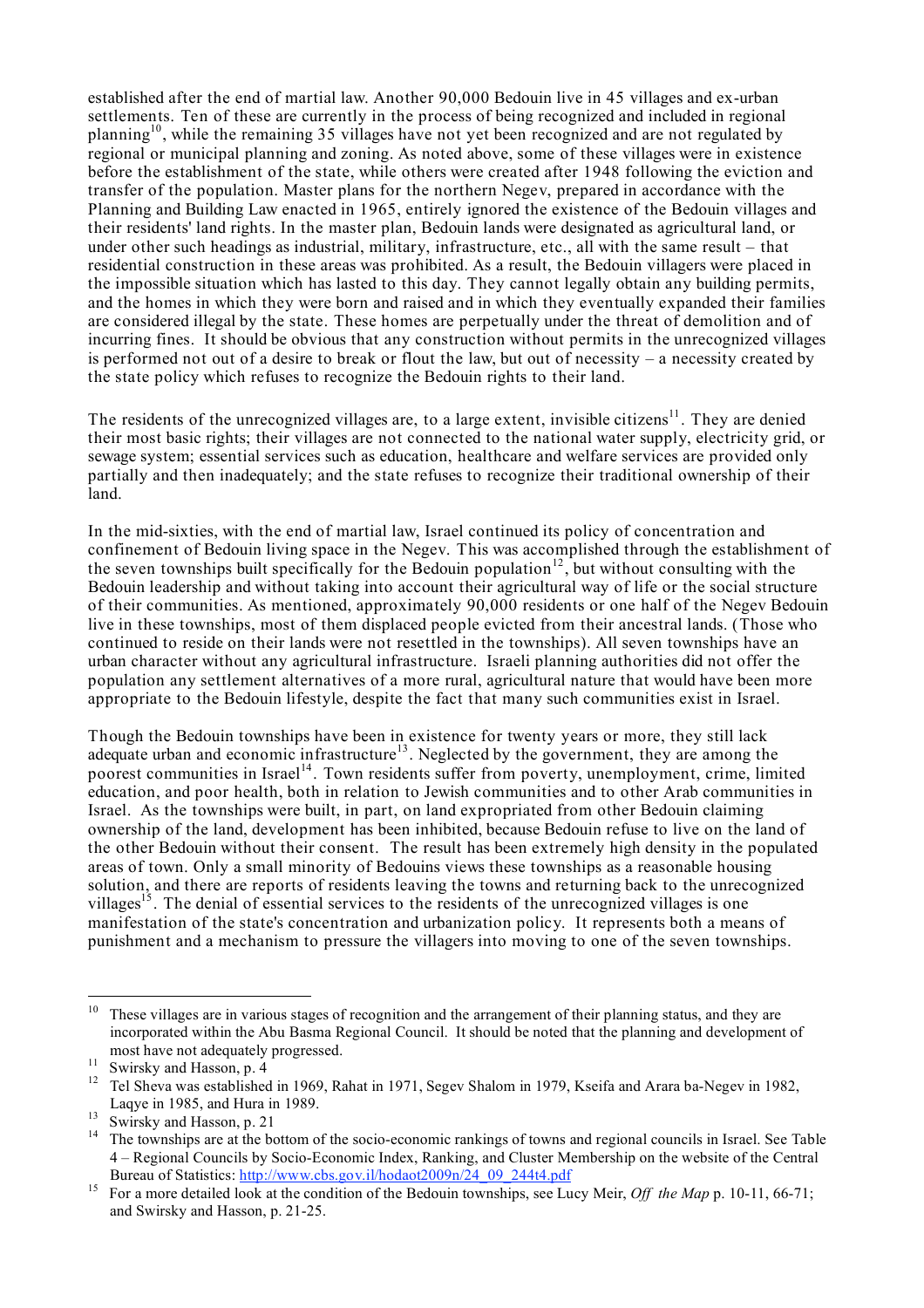established after the end of martial law. Another 90,000 Bedouin live in 45 villages and ex-urban settlements. Ten of these are currently in the process of being recognized and included in regional planning[10], while the remaining 35 villages have not yet been recognized and are not regulated by regional or municipal planning and zoning. As noted above, some of these villages were in existence before the establishment of the state, while others were created after 1948 following the eviction and transfer of the population. Master plans for the northern Negev, prepared in accordance with the Planning and Building Law enacted in 1965, entirely ignored the existence of the Bedouin villages and their residents' land rights. In the master plan, Bedouin lands were designated as agricultural land, or under other such headings as industrial, military, infrastructure, etc., all with the same result – that residential construction in these areas was prohibited. As a result, the Bedouin villagers were placed in the impossible situation which has lasted to this day. They cannot legally obtain any building permits, and the homes in which they were born and raised and in which they eventually expanded their families are considered illegal by the state. These homes are perpetually under the threat of demolition and of incurring fines. It should be obvious that any construction without permits in the unrecognized villages is performed not out of a desire to break or flout the law, but out of necessity – a necessity created by the state policy which refuses to recognize the Bedouin rights to their land.

The residents of the unrecognized villages are, to a large extent, invisible citizens[11]. They are denied their most basic rights; their villages are not connected to the national water supply, electricity grid, or sewage system; essential services such as education, healthcare and welfare services are provided only partially and then inadequately; and the state refuses to recognize their traditional ownership of their land.

In the mid-sixties, with the end of martial law, Israel continued its policy of concentration and confinement of Bedouin living space in the Negev. This was accomplished through the establishment of the seven townships built specifically for the Bedouin population[12], but without consulting with the Bedouin leadership and without taking into account their agricultural way of life or the social structure of their communities. As mentioned, approximately 90,000 residents or one half of the Negev Bedouin live in these townships, most of them displaced people evicted from their ancestral lands. (Those who continued to reside on their lands were not resettled in the townships). All seven townships have an urban character without any agricultural infrastructure. Israeli planning authorities did not offer the population any settlement alternatives of a more rural, agricultural nature that would have been more appropriate to the Bedouin lifestyle, despite the fact that many such communities exist in Israel.

Though the Bedouin townships have been in existence for twenty years or more, they still lack adequate urban and economic infrastructure[13]. Neglected by the government, they are among the poorest communities in Israel[14]. Town residents suffer from poverty, unemployment, crime, limited education, and poor health, both in relation to Jewish communities and to other Arab communities in Israel. As the townships were built, in part, on land expropriated from other Bedouin claiming ownership of the land, development has been inhibited, because Bedouin refuse to live on the land of the other Bedouin without their consent. The result has been extremely high density in the populated areas of town. Only a small minority of Bedouins views these townships as a reasonable housing solution, and there are reports of residents leaving the towns and returning back to the unrecognized villages[15]. The denial of essential services to the residents of the unrecognized villages is one manifestation of the state's concentration and urbanization policy. It represents both a means of punishment and a mechanism to pressure the villagers into moving to one of the seven townships.

---

[10] These villages are in various stages of recognition and the arrangement of their planning status, and they are incorporated within the Abu Basma Regional Council. It should be noted that the planning and development of most have not adequately progressed.

[11] Swirsky and Hasson, p. 4

[12] Tel Sheva was established in 1969, Rahat in 1971, Segev Shalom in 1979, Kseifa and Arara ba-Negev in 1982, Laqye in 1985, and Hura in 1989.

[13] Swirsky and Hasson, p. 21

[14] The townships are at the bottom of the socio-economic rankings of towns and regional councils in Israel. See Table 4 – Regional Councils by Socio-Economic Index, Ranking, and Cluster Membership on the website of the Central Bureau of Statistics: http://www.cbs.gov.il/hodaot2009n/24_09_244t4.pdf

[15] For a more detailed look at the condition of the Bedouin townships, see Lucy Meir, *Off the Map* p. 10-11, 66-71; and Swirsky and Hasson, p. 21-25.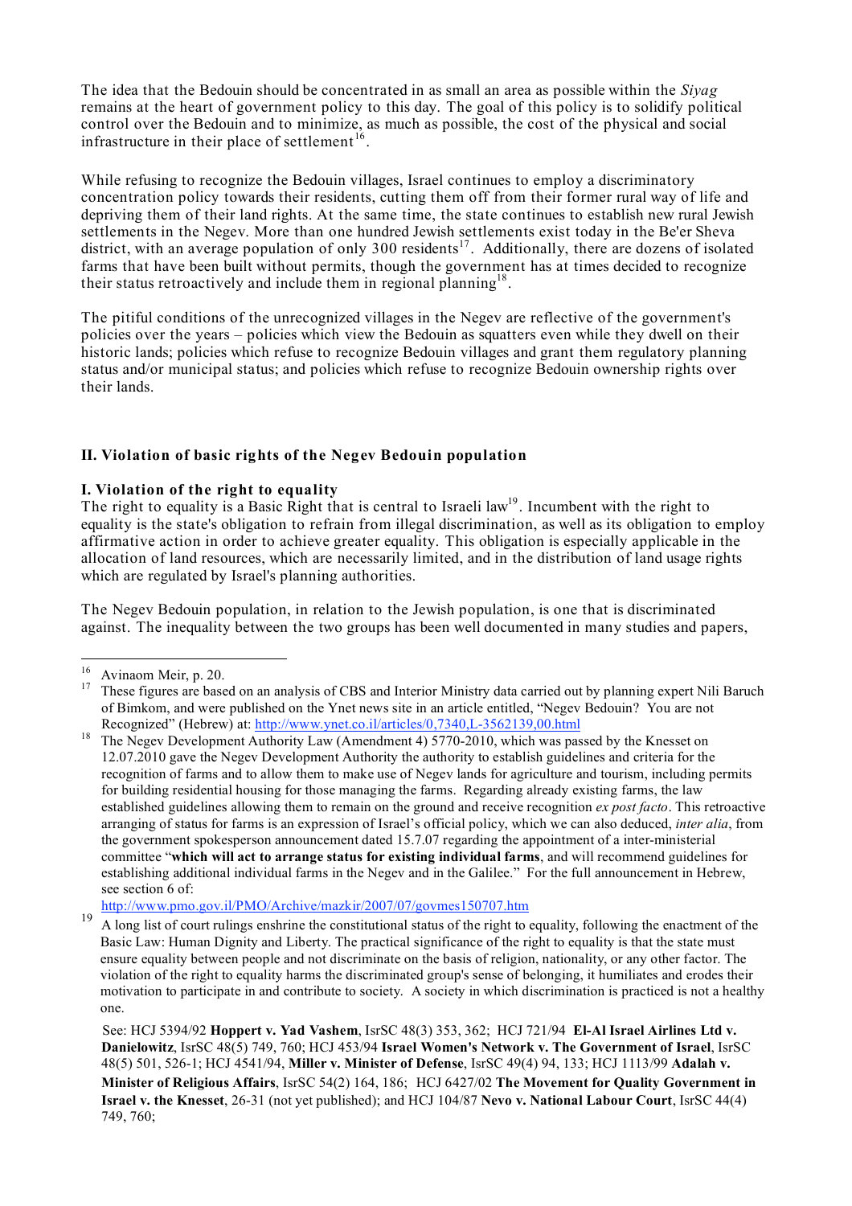The idea that the Bedouin should be concentrated in as small an area as possible within the *Siyag* remains at the heart of government policy to this day. The goal of this policy is to solidify political control over the Bedouin and to minimize, as much as possible, the cost of the physical and social infrastructure in their place of settlement[16].

While refusing to recognize the Bedouin villages, Israel continues to employ a discriminatory concentration policy towards their residents, cutting them off from their former rural way of life and depriving them of their land rights. At the same time, the state continues to establish new rural Jewish settlements in the Negev. More than one hundred Jewish settlements exist today in the Be'er Sheva district, with an average population of only 300 residents[17]. Additionally, there are dozens of isolated farms that have been built without permits, though the government has at times decided to recognize their status retroactively and include them in regional planning[18].

The pitiful conditions of the unrecognized villages in the Negev are reflective of the government's policies over the years – policies which view the Bedouin as squatters even while they dwell on their historic lands; policies which refuse to recognize Bedouin villages and grant them regulatory planning status and/or municipal status; and policies which refuse to recognize Bedouin ownership rights over their lands.

## II. Violation of basic rights of the Negev Bedouin population

### I. Violation of the right to equality

The right to equality is a Basic Right that is central to Israeli law[19]. Incumbent with the right to equality is the state's obligation to refrain from illegal discrimination, as well as its obligation to employ affirmative action in order to achieve greater equality. This obligation is especially applicable in the allocation of land resources, which are necessarily limited, and in the distribution of land usage rights which are regulated by Israel's planning authorities.

The Negev Bedouin population, in relation to the Jewish population, is one that is discriminated against. The inequality between the two groups has been well documented in many studies and papers,

---

[16] Avinaom Meir, p. 20.

[17] These figures are based on an analysis of CBS and Interior Ministry data carried out by planning expert Nili Baruch of Bimkom, and were published on the Ynet news site in an article entitled, "Negev Bedouin? You are not Recognized" (Hebrew) at: http://www.ynet.co.il/articles/0,7340,L-3562139,00.html

[18] The Negev Development Authority Law (Amendment 4) 5770-2010, which was passed by the Knesset on 12.07.2010 gave the Negev Development Authority the authority to establish guidelines and criteria for the recognition of farms and to allow them to make use of Negev lands for agriculture and tourism, including permits for building residential housing for those managing the farms. Regarding already existing farms, the law established guidelines allowing them to remain on the ground and receive recognition *ex post facto*. This retroactive arranging of status for farms is an expression of Israel's official policy, which we can also deduce, *inter alia*, from the government spokesperson announcement dated 15.7.07 regarding the appointment of a inter-ministerial committee "**which will act to arrange status for existing individual farms**, and will recommend guidelines for establishing additional individual farms in the Negev and in the Galilee." For the full announcement in Hebrew, see section 6 of: http://www.pmo.gov.il/PMO/Archive/mazkir/2007/07/govmes150707.htm

[19] A long list of court rulings enshrine the constitutional status of the right to equality, following the enactment of the Basic Law: Human Dignity and Liberty. The practical significance of the right to equality is that the state must ensure equality between people and not discriminate on the basis of religion, nationality, or any other factor. The violation of the right to equality harms the discriminated group's sense of belonging, it humiliates and erodes their motivation to participate in and contribute to society. A society in which discrimination is practiced is not a healthy one.

See: HCJ 5394/92 **Hoppert v. Yad Vashem**, IsrSC 48(3) 353, 362; HCJ 721/94 **El-Al Israel Airlines Ltd v. Danielowitz**, IsrSC 48(5) 749, 760; HCJ 453/94 **Israel Women's Network v. The Government of Israel**, IsrSC 48(5) 501, 526-1; HCJ 4541/94, **Miller v. Minister of Defense**, IsrSC 49(4) 94, 133; HCJ 1113/99 **Adalah v. Minister of Religious Affairs**, IsrSC 54(2) 164, 186; HCJ 6427/02 **The Movement for Quality Government in Israel v. the Knesset**, 26-31 (not yet published); and HCJ 104/87 **Nevo v. National Labour Court**, IsrSC 44(4) 749, 760;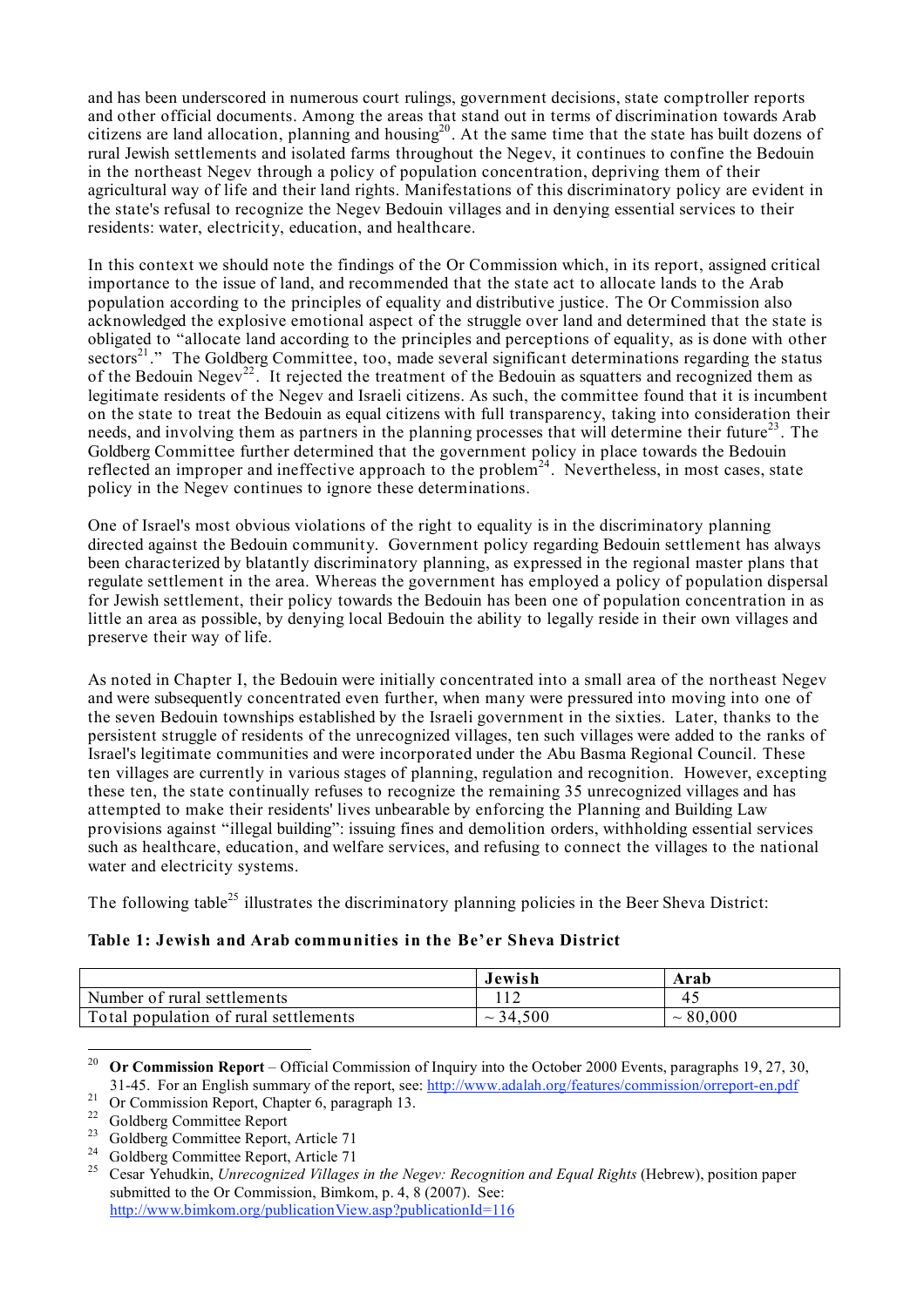and has been underscored in numerous court rulings, government decisions, state comptroller reports and other official documents. Among the areas that stand out in terms of discrimination towards Arab citizens are land allocation, planning and housing[20]. At the same time that the state has built dozens of rural Jewish settlements and isolated farms throughout the Negev, it continues to confine the Bedouin in the northeast Negev through a policy of population concentration, depriving them of their agricultural way of life and their land rights. Manifestations of this discriminatory policy are evident in the state's refusal to recognize the Negev Bedouin villages and in denying essential services to their residents: water, electricity, education, and healthcare.

In this context we should note the findings of the Or Commission which, in its report, assigned critical importance to the issue of land, and recommended that the state act to allocate lands to the Arab population according to the principles of equality and distributive justice. The Or Commission also acknowledged the explosive emotional aspect of the struggle over land and determined that the state is obligated to "allocate land according to the principles and perceptions of equality, as is done with other sectors[21]." The Goldberg Committee, too, made several significant determinations regarding the status of the Bedouin Negev[22]. It rejected the treatment of the Bedouin as squatters and recognized them as legitimate residents of the Negev and Israeli citizens. As such, the committee found that it is incumbent on the state to treat the Bedouin as equal citizens with full transparency, taking into consideration their needs, and involving them as partners in the planning processes that will determine their future[23]. The Goldberg Committee further determined that the government policy in place towards the Bedouin reflected an improper and ineffective approach to the problem[24]. Nevertheless, in most cases, state policy in the Negev continues to ignore these determinations.

One of Israel's most obvious violations of the right to equality is in the discriminatory planning directed against the Bedouin community. Government policy regarding Bedouin settlement has always been characterized by blatantly discriminatory planning, as expressed in the regional master plans that regulate settlement in the area. Whereas the government has employed a policy of population dispersal for Jewish settlement, their policy towards the Bedouin has been one of population concentration in as little an area as possible, by denying local Bedouin the ability to legally reside in their own villages and preserve their way of life.

As noted in Chapter I, the Bedouin were initially concentrated into a small area of the northeast Negev and were subsequently concentrated even further, when many were pressured into moving into one of the seven Bedouin townships established by the Israeli government in the sixties. Later, thanks to the persistent struggle of residents of the unrecognized villages, ten such villages were added to the ranks of Israel's legitimate communities and were incorporated under the Abu Basma Regional Council. These ten villages are currently in various stages of planning, regulation and recognition. However, excepting these ten, the state continually refuses to recognize the remaining 35 unrecognized villages and has attempted to make their residents' lives unbearable by enforcing the Planning and Building Law provisions against "illegal building": issuing fines and demolition orders, withholding essential services such as healthcare, education, and welfare services, and refusing to connect the villages to the national water and electricity systems.

The following table[25] illustrates the discriminatory planning policies in the Beer Sheva District:

**Table 1: Jewish and Arab communities in the Be'er Sheva District**

| | Jewish | Arab |
|---|---|---|
| Number of rural settlements | 112 | 45 |
| Total population of rural settlements | ~ 34,500 | ~ 80,000 |

[20] **Or Commission Report** – Official Commission of Inquiry into the October 2000 Events, paragraphs 19, 27, 30, 31-45. For an English summary of the report, see: http://www.adalah.org/features/commission/orreport-en.pdf

[21] Or Commission Report, Chapter 6, paragraph 13.

[22] Goldberg Committee Report

[23] Goldberg Committee Report, Article 71

[24] Goldberg Committee Report, Article 71

[25] Cesar Yehudkin, *Unrecognized Villages in the Negev: Recognition and Equal Rights* (Hebrew), position paper submitted to the Or Commission, Bimkom, p. 4, 8 (2007). See: http://www.bimkom.org/publicationView.asp?publicationId=116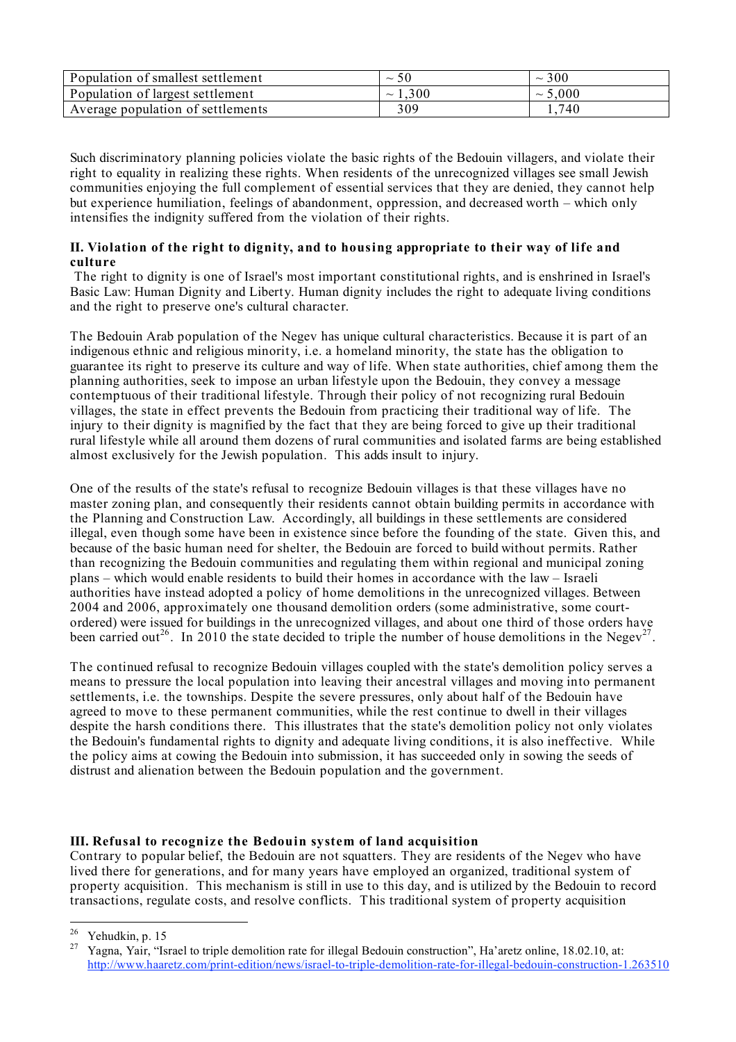| | | |
|---|---|---|
| Population of smallest settlement | ~ 50 | ~ 300 |
| Population of largest settlement | ~ 1,300 | ~ 5,000 |
| Average population of settlements | 309 | 1,740 |

Such discriminatory planning policies violate the basic rights of the Bedouin villagers, and violate their right to equality in realizing these rights. When residents of the unrecognized villages see small Jewish communities enjoying the full complement of essential services that they are denied, they cannot help but experience humiliation, feelings of abandonment, oppression, and decreased worth – which only intensifies the indignity suffered from the violation of their rights.

### II. Violation of the right to dignity, and to housing appropriate to their way of life and culture

The right to dignity is one of Israel's most important constitutional rights, and is enshrined in Israel's Basic Law: Human Dignity and Liberty. Human dignity includes the right to adequate living conditions and the right to preserve one's cultural character.

The Bedouin Arab population of the Negev has unique cultural characteristics. Because it is part of an indigenous ethnic and religious minority, i.e. a homeland minority, the state has the obligation to guarantee its right to preserve its culture and way of life. When state authorities, chief among them the planning authorities, seek to impose an urban lifestyle upon the Bedouin, they convey a message contemptuous of their traditional lifestyle. Through their policy of not recognizing rural Bedouin villages, the state in effect prevents the Bedouin from practicing their traditional way of life. The injury to their dignity is magnified by the fact that they are being forced to give up their traditional rural lifestyle while all around them dozens of rural communities and isolated farms are being established almost exclusively for the Jewish population. This adds insult to injury.

One of the results of the state's refusal to recognize Bedouin villages is that these villages have no master zoning plan, and consequently their residents cannot obtain building permits in accordance with the Planning and Construction Law. Accordingly, all buildings in these settlements are considered illegal, even though some have been in existence since before the founding of the state. Given this, and because of the basic human need for shelter, the Bedouin are forced to build without permits. Rather than recognizing the Bedouin communities and regulating them within regional and municipal zoning plans – which would enable residents to build their homes in accordance with the law – Israeli authorities have instead adopted a policy of home demolitions in the unrecognized villages. Between 2004 and 2006, approximately one thousand demolition orders (some administrative, some court-ordered) were issued for buildings in the unrecognized villages, and about one third of those orders have been carried out[26]. In 2010 the state decided to triple the number of house demolitions in the Negev[27].

The continued refusal to recognize Bedouin villages coupled with the state's demolition policy serves a means to pressure the local population into leaving their ancestral villages and moving into permanent settlements, i.e. the townships. Despite the severe pressures, only about half of the Bedouin have agreed to move to these permanent communities, while the rest continue to dwell in their villages despite the harsh conditions there. This illustrates that the state's demolition policy not only violates the Bedouin's fundamental rights to dignity and adequate living conditions, it is also ineffective. While the policy aims at cowing the Bedouin into submission, it has succeeded only in sowing the seeds of distrust and alienation between the Bedouin population and the government.

### III. Refusal to recognize the Bedouin system of land acquisition

Contrary to popular belief, the Bedouin are not squatters. They are residents of the Negev who have lived there for generations, and for many years have employed an organized, traditional system of property acquisition. This mechanism is still in use to this day, and is utilized by the Bedouin to record transactions, regulate costs, and resolve conflicts. This traditional system of property acquisition

---

[26] Yehudkin, p. 15

[27] Yagna, Yair, "Israel to triple demolition rate for illegal Bedouin construction", Ha'aretz online, 18.02.10, at: http://www.haaretz.com/print-edition/news/israel-to-triple-demolition-rate-for-illegal-bedouin-construction-1.263510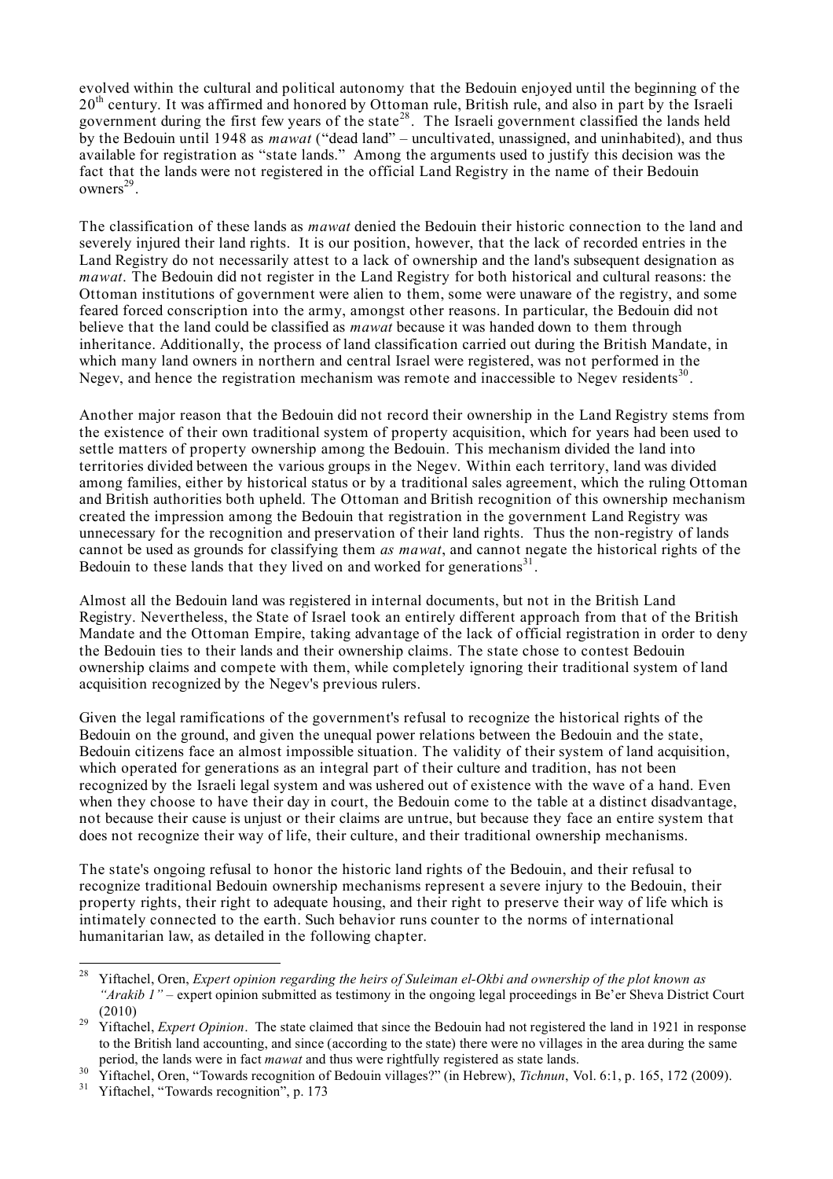evolved within the cultural and political autonomy that the Bedouin enjoyed until the beginning of the 20th century. It was affirmed and honored by Ottoman rule, British rule, and also in part by the Israeli government during the first few years of the state[28]. The Israeli government classified the lands held by the Bedouin until 1948 as *mawat* ("dead land" – uncultivated, unassigned, and uninhabited), and thus available for registration as "state lands." Among the arguments used to justify this decision was the fact that the lands were not registered in the official Land Registry in the name of their Bedouin owners[29].

The classification of these lands as *mawat* denied the Bedouin their historic connection to the land and severely injured their land rights. It is our position, however, that the lack of recorded entries in the Land Registry do not necessarily attest to a lack of ownership and the land's subsequent designation as *mawat*. The Bedouin did not register in the Land Registry for both historical and cultural reasons: the Ottoman institutions of government were alien to them, some were unaware of the registry, and some feared forced conscription into the army, amongst other reasons. In particular, the Bedouin did not believe that the land could be classified as *mawat* because it was handed down to them through inheritance. Additionally, the process of land classification carried out during the British Mandate, in which many land owners in northern and central Israel were registered, was not performed in the Negev, and hence the registration mechanism was remote and inaccessible to Negev residents[30].

Another major reason that the Bedouin did not record their ownership in the Land Registry stems from the existence of their own traditional system of property acquisition, which for years had been used to settle matters of property ownership among the Bedouin. This mechanism divided the land into territories divided between the various groups in the Negev. Within each territory, land was divided among families, either by historical status or by a traditional sales agreement, which the ruling Ottoman and British authorities both upheld. The Ottoman and British recognition of this ownership mechanism created the impression among the Bedouin that registration in the government Land Registry was unnecessary for the recognition and preservation of their land rights. Thus the non-registry of lands cannot be used as grounds for classifying them *as mawat*, and cannot negate the historical rights of the Bedouin to these lands that they lived on and worked for generations[31].

Almost all the Bedouin land was registered in internal documents, but not in the British Land Registry. Nevertheless, the State of Israel took an entirely different approach from that of the British Mandate and the Ottoman Empire, taking advantage of the lack of official registration in order to deny the Bedouin ties to their lands and their ownership claims. The state chose to contest Bedouin ownership claims and compete with them, while completely ignoring their traditional system of land acquisition recognized by the Negev's previous rulers.

Given the legal ramifications of the government's refusal to recognize the historical rights of the Bedouin on the ground, and given the unequal power relations between the Bedouin and the state, Bedouin citizens face an almost impossible situation. The validity of their system of land acquisition, which operated for generations as an integral part of their culture and tradition, has not been recognized by the Israeli legal system and was ushered out of existence with the wave of a hand. Even when they choose to have their day in court, the Bedouin come to the table at a distinct disadvantage, not because their cause is unjust or their claims are untrue, but because they face an entire system that does not recognize their way of life, their culture, and their traditional ownership mechanisms.

The state's ongoing refusal to honor the historic land rights of the Bedouin, and their refusal to recognize traditional Bedouin ownership mechanisms represent a severe injury to the Bedouin, their property rights, their right to adequate housing, and their right to preserve their way of life which is intimately connected to the earth. Such behavior runs counter to the norms of international humanitarian law, as detailed in the following chapter.

---

[28] Yiftachel, Oren, *Expert opinion regarding the heirs of Suleiman el-Okbi and ownership of the plot known as "Arakib 1"* – expert opinion submitted as testimony in the ongoing legal proceedings in Be'er Sheva District Court (2010)

[29] Yiftachel, *Expert Opinion*. The state claimed that since the Bedouin had not registered the land in 1921 in response to the British land accounting, and since (according to the state) there were no villages in the area during the same period, the lands were in fact *mawat* and thus were rightfully registered as state lands.

[30] Yiftachel, Oren, "Towards recognition of Bedouin villages?" (in Hebrew), *Tichnun*, Vol. 6:1, p. 165, 172 (2009).

[31] Yiftachel, "Towards recognition", p. 173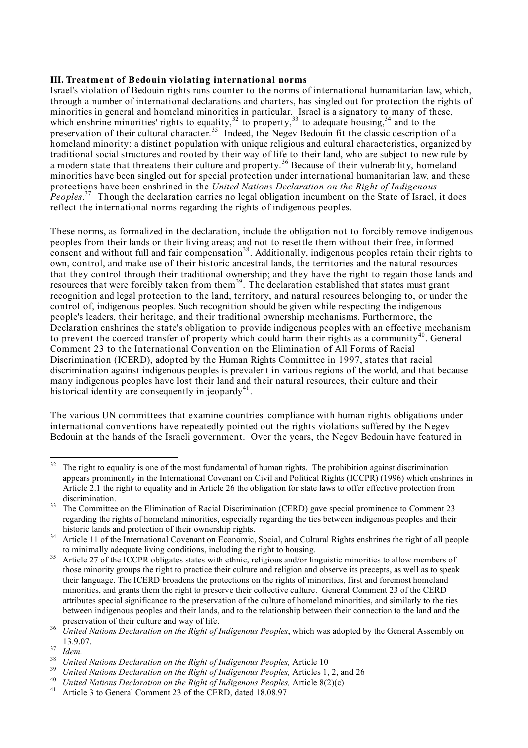**III. Treatment of Bedouin violating international norms**

Israel's violation of Bedouin rights runs counter to the norms of international humanitarian law, which, through a number of international declarations and charters, has singled out for protection the rights of minorities in general and homeland minorities in particular. Israel is a signatory to many of these, which enshrine minorities' rights to equality,[32] to property,[33] to adequate housing,[34] and to the preservation of their cultural character.[35] Indeed, the Negev Bedouin fit the classic description of a homeland minority: a distinct population with unique religious and cultural characteristics, organized by traditional social structures and rooted by their way of life to their land, who are subject to new rule by a modern state that threatens their culture and property.[36] Because of their vulnerability, homeland minorities have been singled out for special protection under international humanitarian law, and these protections have been enshrined in the *United Nations Declaration on the Right of Indigenous Peoples*.[37] Though the declaration carries no legal obligation incumbent on the State of Israel, it does reflect the international norms regarding the rights of indigenous peoples.

These norms, as formalized in the declaration, include the obligation not to forcibly remove indigenous peoples from their lands or their living areas; and not to resettle them without their free, informed consent and without full and fair compensation[38]. Additionally, indigenous peoples retain their rights to own, control, and make use of their historic ancestral lands, the territories and the natural resources that they control through their traditional ownership; and they have the right to regain those lands and resources that were forcibly taken from them[39]. The declaration established that states must grant recognition and legal protection to the land, territory, and natural resources belonging to, or under the control of, indigenous peoples. Such recognition should be given while respecting the indigenous people's leaders, their heritage, and their traditional ownership mechanisms. Furthermore, the Declaration enshrines the state's obligation to provide indigenous peoples with an effective mechanism to prevent the coerced transfer of property which could harm their rights as a community[40]. General Comment 23 to the International Convention on the Elimination of All Forms of Racial Discrimination (ICERD), adopted by the Human Rights Committee in 1997, states that racial discrimination against indigenous peoples is prevalent in various regions of the world, and that because many indigenous peoples have lost their land and their natural resources, their culture and their historical identity are consequently in jeopardy[41].

The various UN committees that examine countries' compliance with human rights obligations under international conventions have repeatedly pointed out the rights violations suffered by the Negev Bedouin at the hands of the Israeli government. Over the years, the Negev Bedouin have featured in

---

[32] The right to equality is one of the most fundamental of human rights. The prohibition against discrimination appears prominently in the International Covenant on Civil and Political Rights (ICCPR) (1996) which enshrines in Article 2.1 the right to equality and in Article 26 the obligation for state laws to offer effective protection from discrimination.

[33] The Committee on the Elimination of Racial Discrimination (CERD) gave special prominence to Comment 23 regarding the rights of homeland minorities, especially regarding the ties between indigenous peoples and their historic lands and protection of their ownership rights.

[34] Article 11 of the International Covenant on Economic, Social, and Cultural Rights enshrines the right of all people to minimally adequate living conditions, including the right to housing.

[35] Article 27 of the ICCPR obligates states with ethnic, religious and/or linguistic minorities to allow members of those minority groups the right to practice their culture and religion and observe its precepts, as well as to speak their language. The ICERD broadens the protections on the rights of minorities, first and foremost homeland minorities, and grants them the right to preserve their collective culture. General Comment 23 of the CERD attributes special significance to the preservation of the culture of homeland minorities, and similarly to the ties between indigenous peoples and their lands, and to the relationship between their connection to the land and the preservation of their culture and way of life.

[36] *United Nations Declaration on the Right of Indigenous Peoples*, which was adopted by the General Assembly on 13.9.07.

[37] *Idem.*

[38] *United Nations Declaration on the Right of Indigenous Peoples,* Article 10

[39] *United Nations Declaration on the Right of Indigenous Peoples,* Articles 1, 2, and 26

[40] *United Nations Declaration on the Right of Indigenous Peoples,* Article 8(2)(c)

[41] Article 3 to General Comment 23 of the CERD, dated 18.08.97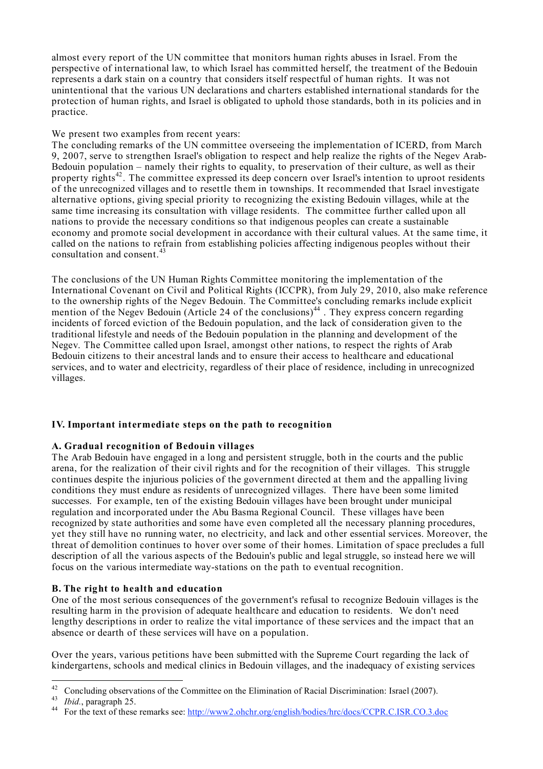almost every report of the UN committee that monitors human rights abuses in Israel. From the perspective of international law, to which Israel has committed herself, the treatment of the Bedouin represents a dark stain on a country that considers itself respectful of human rights. It was not unintentional that the various UN declarations and charters established international standards for the protection of human rights, and Israel is obligated to uphold those standards, both in its policies and in practice.

We present two examples from recent years:
The concluding remarks of the UN committee overseeing the implementation of ICERD, from March 9, 2007, serve to strengthen Israel's obligation to respect and help realize the rights of the Negev Arab-Bedouin population – namely their rights to equality, to preservation of their culture, as well as their property rights[42]. The committee expressed its deep concern over Israel's intention to uproot residents of the unrecognized villages and to resettle them in townships. It recommended that Israel investigate alternative options, giving special priority to recognizing the existing Bedouin villages, while at the same time increasing its consultation with village residents. The committee further called upon all nations to provide the necessary conditions so that indigenous peoples can create a sustainable economy and promote social development in accordance with their cultural values. At the same time, it called on the nations to refrain from establishing policies affecting indigenous peoples without their consultation and consent.[43]

The conclusions of the UN Human Rights Committee monitoring the implementation of the International Covenant on Civil and Political Rights (ICCPR), from July 29, 2010, also make reference to the ownership rights of the Negev Bedouin. The Committee's concluding remarks include explicit mention of the Negev Bedouin (Article 24 of the conclusions)[44] . They express concern regarding incidents of forced eviction of the Bedouin population, and the lack of consideration given to the traditional lifestyle and needs of the Bedouin population in the planning and development of the Negev. The Committee called upon Israel, amongst other nations, to respect the rights of Arab Bedouin citizens to their ancestral lands and to ensure their access to healthcare and educational services, and to water and electricity, regardless of their place of residence, including in unrecognized villages.

## IV. Important intermediate steps on the path to recognition

### A. Gradual recognition of Bedouin villages

The Arab Bedouin have engaged in a long and persistent struggle, both in the courts and the public arena, for the realization of their civil rights and for the recognition of their villages. This struggle continues despite the injurious policies of the government directed at them and the appalling living conditions they must endure as residents of unrecognized villages. There have been some limited successes. For example, ten of the existing Bedouin villages have been brought under municipal regulation and incorporated under the Abu Basma Regional Council. These villages have been recognized by state authorities and some have even completed all the necessary planning procedures, yet they still have no running water, no electricity, and lack and other essential services. Moreover, the threat of demolition continues to hover over some of their homes. Limitation of space precludes a full description of all the various aspects of the Bedouin's public and legal struggle, so instead here we will focus on the various intermediate way-stations on the path to eventual recognition.

### B. The right to health and education

One of the most serious consequences of the government's refusal to recognize Bedouin villages is the resulting harm in the provision of adequate healthcare and education to residents. We don't need lengthy descriptions in order to realize the vital importance of these services and the impact that an absence or dearth of these services will have on a population.

Over the years, various petitions have been submitted with the Supreme Court regarding the lack of kindergartens, schools and medical clinics in Bedouin villages, and the inadequacy of existing services

---

[42] Concluding observations of the Committee on the Elimination of Racial Discrimination: Israel (2007).

[43] *Ibid.*, paragraph 25.

[44] For the text of these remarks see: http://www2.ohchr.org/english/bodies/hrc/docs/CCPR.C.ISR.CO.3.doc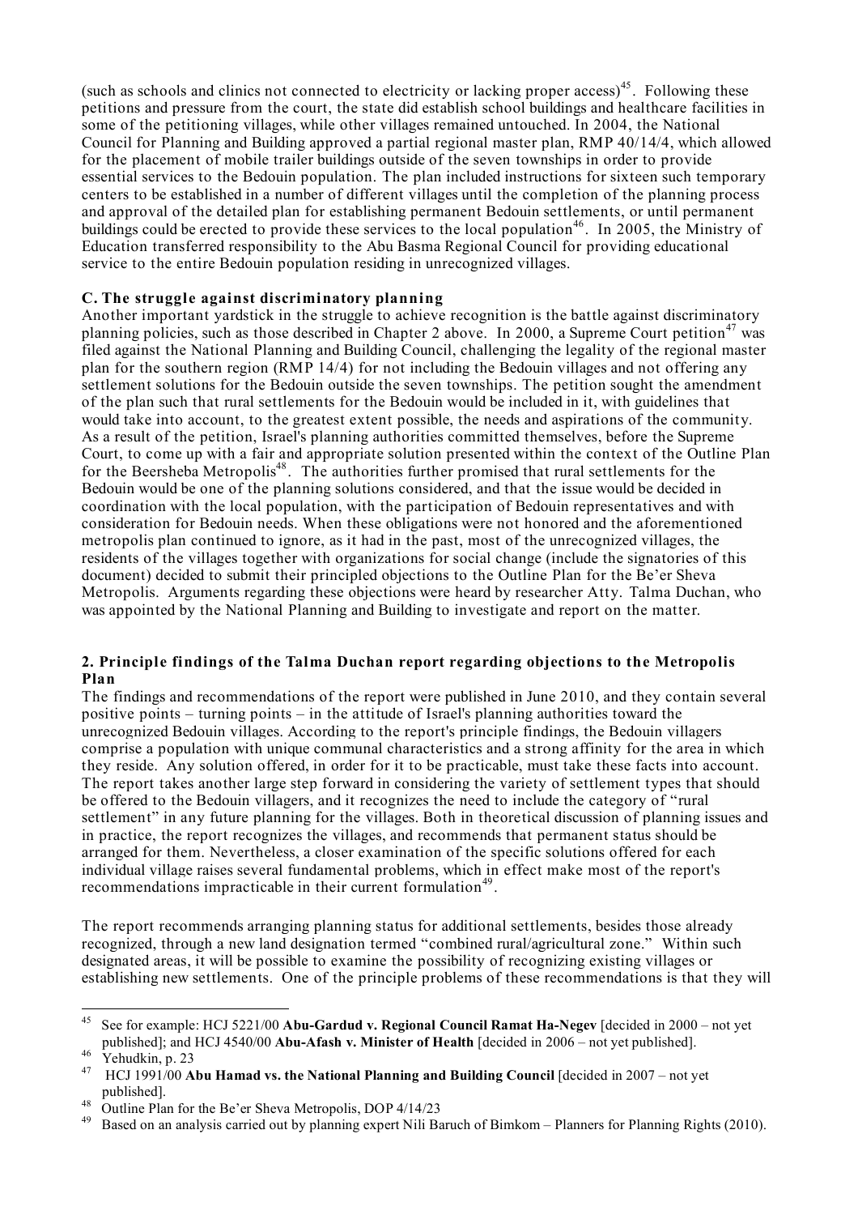(such as schools and clinics not connected to electricity or lacking proper access)[45]. Following these petitions and pressure from the court, the state did establish school buildings and healthcare facilities in some of the petitioning villages, while other villages remained untouched. In 2004, the National Council for Planning and Building approved a partial regional master plan, RMP 40/14/4, which allowed for the placement of mobile trailer buildings outside of the seven townships in order to provide essential services to the Bedouin population. The plan included instructions for sixteen such temporary centers to be established in a number of different villages until the completion of the planning process and approval of the detailed plan for establishing permanent Bedouin settlements, or until permanent buildings could be erected to provide these services to the local population[46]. In 2005, the Ministry of Education transferred responsibility to the Abu Basma Regional Council for providing educational service to the entire Bedouin population residing in unrecognized villages.

### C. The struggle against discriminatory planning

Another important yardstick in the struggle to achieve recognition is the battle against discriminatory planning policies, such as those described in Chapter 2 above. In 2000, a Supreme Court petition[47] was filed against the National Planning and Building Council, challenging the legality of the regional master plan for the southern region (RMP 14/4) for not including the Bedouin villages and not offering any settlement solutions for the Bedouin outside the seven townships. The petition sought the amendment of the plan such that rural settlements for the Bedouin would be included in it, with guidelines that would take into account, to the greatest extent possible, the needs and aspirations of the community. As a result of the petition, Israel's planning authorities committed themselves, before the Supreme Court, to come up with a fair and appropriate solution presented within the context of the Outline Plan for the Beersheba Metropolis[48]. The authorities further promised that rural settlements for the Bedouin would be one of the planning solutions considered, and that the issue would be decided in coordination with the local population, with the participation of Bedouin representatives and with consideration for Bedouin needs. When these obligations were not honored and the aforementioned metropolis plan continued to ignore, as it had in the past, most of the unrecognized villages, the residents of the villages together with organizations for social change (include the signatories of this document) decided to submit their principled objections to the Outline Plan for the Be'er Sheva Metropolis. Arguments regarding these objections were heard by researcher Atty. Talma Duchan, who was appointed by the National Planning and Building to investigate and report on the matter.

## 2. Principle findings of the Talma Duchan report regarding objections to the Metropolis Plan

The findings and recommendations of the report were published in June 2010, and they contain several positive points – turning points – in the attitude of Israel's planning authorities toward the unrecognized Bedouin villages. According to the report's principle findings, the Bedouin villagers comprise a population with unique communal characteristics and a strong affinity for the area in which they reside. Any solution offered, in order for it to be practicable, must take these facts into account. The report takes another large step forward in considering the variety of settlement types that should be offered to the Bedouin villagers, and it recognizes the need to include the category of "rural settlement" in any future planning for the villages. Both in theoretical discussion of planning issues and in practice, the report recognizes the villages, and recommends that permanent status should be arranged for them. Nevertheless, a closer examination of the specific solutions offered for each individual village raises several fundamental problems, which in effect make most of the report's recommendations impracticable in their current formulation[49].

The report recommends arranging planning status for additional settlements, besides those already recognized, through a new land designation termed "combined rural/agricultural zone." Within such designated areas, it will be possible to examine the possibility of recognizing existing villages or establishing new settlements. One of the principle problems of these recommendations is that they will

---

[45] See for example: HCJ 5221/00 **Abu-Gardud v. Regional Council Ramat Ha-Negev** [decided in 2000 – not yet published]; and HCJ 4540/00 **Abu-Afash v. Minister of Health** [decided in 2006 – not yet published].

[46] Yehudkin, p. 23

[47] HCJ 1991/00 **Abu Hamad vs. the National Planning and Building Council** [decided in 2007 – not yet published].

[48] Outline Plan for the Be'er Sheva Metropolis, DOP 4/14/23

[49] Based on an analysis carried out by planning expert Nili Baruch of Bimkom – Planners for Planning Rights (2010).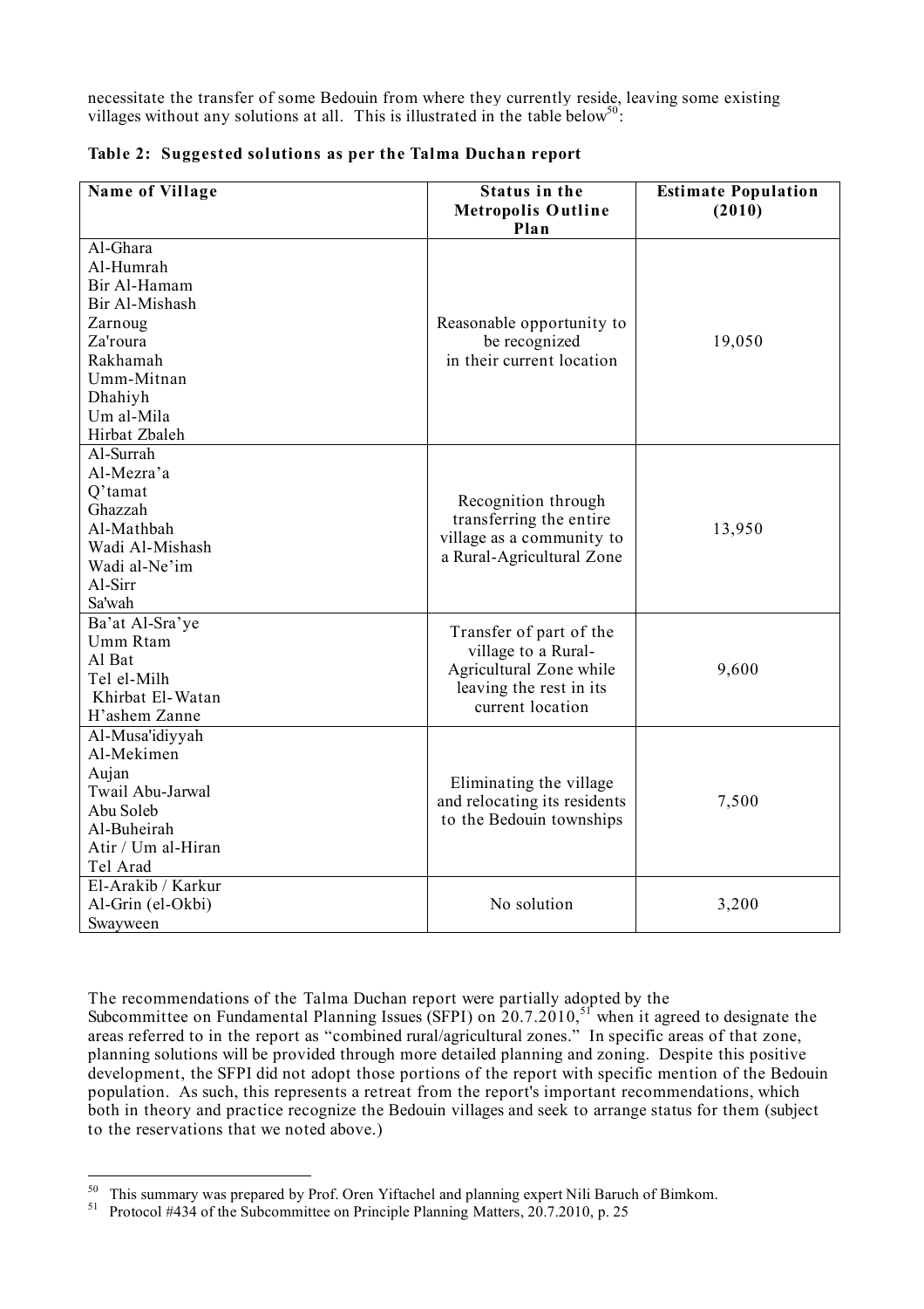necessitate the transfer of some Bedouin from where they currently reside, leaving some existing villages without any solutions at all. This is illustrated in the table below[50]:

**Table 2: Suggested solutions as per the Talma Duchan report**

| Name of Village | Status in the Metropolis Outline Plan | Estimate Population (2010) |
|---|---|---|
| Al-Ghara<br>Al-Humrah<br>Bir Al-Hamam<br>Bir Al-Mishash<br>Zarnoug<br>Za'roura<br>Rakhamah<br>Umm-Mitnan<br>Dhahiyh<br>Um al-Mila<br>Hirbat Zbaleh | Reasonable opportunity to be recognized in their current location | 19,050 |
| Al-Surrah<br>Al-Mezra'a<br>Q'tamat<br>Ghazzah<br>Al-Mathbah<br>Wadi Al-Mishash<br>Wadi al-Ne'im<br>Al-Sirr<br>Sa'wah | Recognition through transferring the entire village as a community to a Rural-Agricultural Zone | 13,950 |
| Ba'at Al-Sra'ye<br>Umm Rtam<br>Al Bat<br>Tel el-Milh<br>Khirbat El-Watan<br>H'ashem Zanne | Transfer of part of the village to a Rural-Agricultural Zone while leaving the rest in its current location | 9,600 |
| Al-Musa'idiyyah<br>Al-Mekimen<br>Aujan<br>Twail Abu-Jarwal<br>Abu Soleb<br>Al-Buheirah<br>Atir / Um al-Hiran<br>Tel Arad | Eliminating the village and relocating its residents to the Bedouin townships | 7,500 |
| El-Arakib / Karkur<br>Al-Grin (el-Okbi)<br>Swayween | No solution | 3,200 |

The recommendations of the Talma Duchan report were partially adopted by the Subcommittee on Fundamental Planning Issues (SFPI) on 20.7.2010,[51] when it agreed to designate the areas referred to in the report as "combined rural/agricultural zones." In specific areas of that zone, planning solutions will be provided through more detailed planning and zoning. Despite this positive development, the SFPI did not adopt those portions of the report with specific mention of the Bedouin population. As such, this represents a retreat from the report's important recommendations, which both in theory and practice recognize the Bedouin villages and seek to arrange status for them (subject to the reservations that we noted above.)

---

[50] This summary was prepared by Prof. Oren Yiftachel and planning expert Nili Baruch of Bimkom.

[51] Protocol #434 of the Subcommittee on Principle Planning Matters, 20.7.2010, p. 25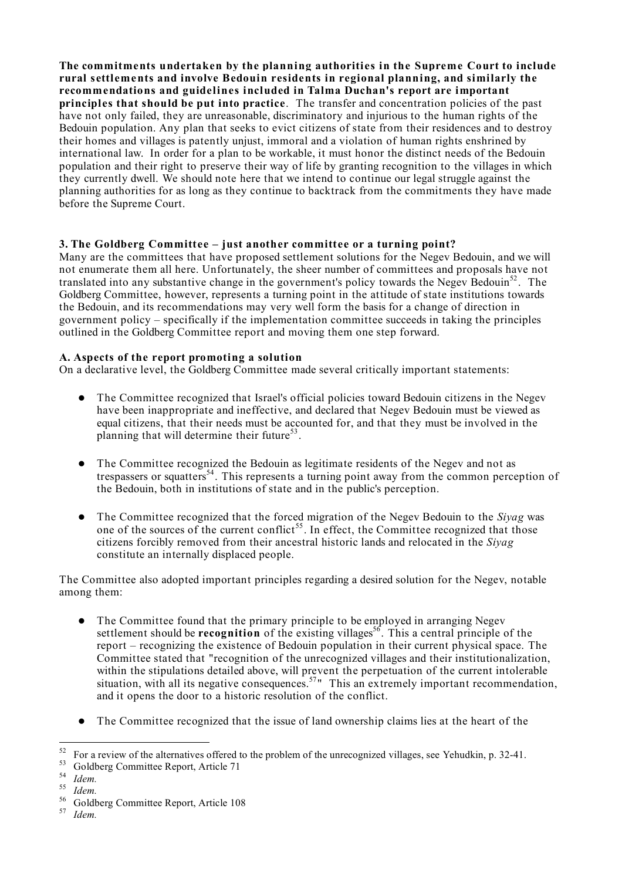**The commitments undertaken by the planning authorities in the Supreme Court to include rural settlements and involve Bedouin residents in regional planning, and similarly the recommendations and guidelines included in Talma Duchan's report are important principles that should be put into practice**. The transfer and concentration policies of the past have not only failed, they are unreasonable, discriminatory and injurious to the human rights of the Bedouin population. Any plan that seeks to evict citizens of state from their residences and to destroy their homes and villages is patently unjust, immoral and a violation of human rights enshrined by international law. In order for a plan to be workable, it must honor the distinct needs of the Bedouin population and their right to preserve their way of life by granting recognition to the villages in which they currently dwell. We should note here that we intend to continue our legal struggle against the planning authorities for as long as they continue to backtrack from the commitments they have made before the Supreme Court.

### 3. The Goldberg Committee – just another committee or a turning point?

Many are the committees that have proposed settlement solutions for the Negev Bedouin, and we will not enumerate them all here. Unfortunately, the sheer number of committees and proposals have not translated into any substantive change in the government's policy towards the Negev Bedouin[52]. The Goldberg Committee, however, represents a turning point in the attitude of state institutions towards the Bedouin, and its recommendations may very well form the basis for a change of direction in government policy – specifically if the implementation committee succeeds in taking the principles outlined in the Goldberg Committee report and moving them one step forward.

#### A. Aspects of the report promoting a solution

On a declarative level, the Goldberg Committee made several critically important statements:

- The Committee recognized that Israel's official policies toward Bedouin citizens in the Negev have been inappropriate and ineffective, and declared that Negev Bedouin must be viewed as equal citizens, that their needs must be accounted for, and that they must be involved in the planning that will determine their future[53].

- The Committee recognized the Bedouin as legitimate residents of the Negev and not as trespassers or squatters[54]. This represents a turning point away from the common perception of the Bedouin, both in institutions of state and in the public's perception.

- The Committee recognized that the forced migration of the Negev Bedouin to the *Siyag* was one of the sources of the current conflict[55]. In effect, the Committee recognized that those citizens forcibly removed from their ancestral historic lands and relocated in the *Siyag* constitute an internally displaced people.

The Committee also adopted important principles regarding a desired solution for the Negev, notable among them:

- The Committee found that the primary principle to be employed in arranging Negev settlement should be **recognition** of the existing villages[56]. This a central principle of the report – recognizing the existence of Bedouin population in their current physical space. The Committee stated that "recognition of the unrecognized villages and their institutionalization, within the stipulations detailed above, will prevent the perpetuation of the current intolerable situation, with all its negative consequences.[57]" This an extremely important recommendation, and it opens the door to a historic resolution of the conflict.

- The Committee recognized that the issue of land ownership claims lies at the heart of the

---

[52] For a review of the alternatives offered to the problem of the unrecognized villages, see Yehudkin, p. 32-41.

[53] Goldberg Committee Report, Article 71

[54] *Idem.*

[55] *Idem.*

[56] Goldberg Committee Report, Article 108

[57] *Idem.*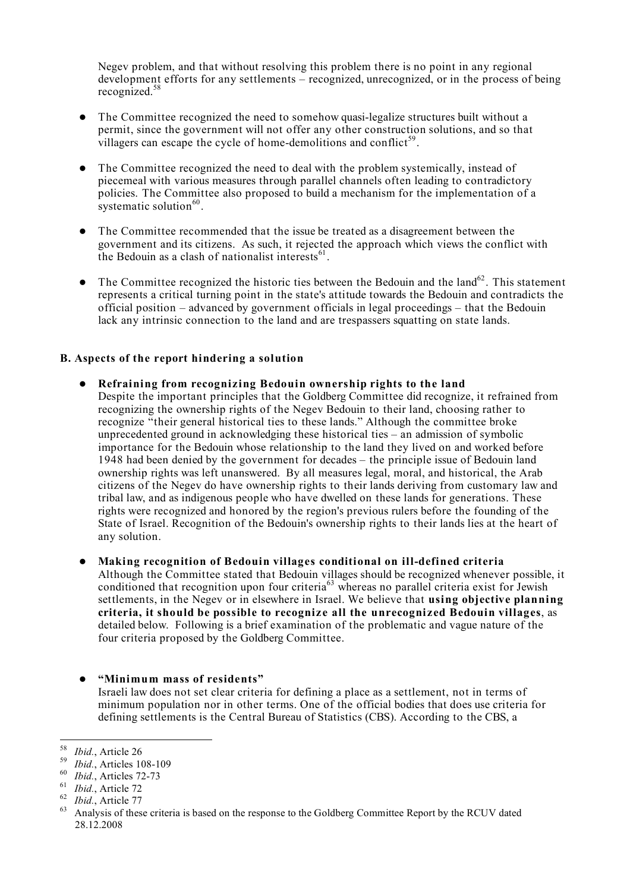Negev problem, and that without resolving this problem there is no point in any regional development efforts for any settlements – recognized, unrecognized, or in the process of being recognized.[58]

- The Committee recognized the need to somehow quasi-legalize structures built without a permit, since the government will not offer any other construction solutions, and so that villagers can escape the cycle of home-demolitions and conflict[59].

- The Committee recognized the need to deal with the problem systemically, instead of piecemeal with various measures through parallel channels often leading to contradictory policies. The Committee also proposed to build a mechanism for the implementation of a systematic solution[60].

- The Committee recommended that the issue be treated as a disagreement between the government and its citizens. As such, it rejected the approach which views the conflict with the Bedouin as a clash of nationalist interests[61].

- The Committee recognized the historic ties between the Bedouin and the land[62]. This statement represents a critical turning point in the state's attitude towards the Bedouin and contradicts the official position – advanced by government officials in legal proceedings – that the Bedouin lack any intrinsic connection to the land and are trespassers squatting on state lands.

### B. Aspects of the report hindering a solution

- **Refraining from recognizing Bedouin ownership rights to the land**
  Despite the important principles that the Goldberg Committee did recognize, it refrained from recognizing the ownership rights of the Negev Bedouin to their land, choosing rather to recognize "their general historical ties to these lands." Although the committee broke unprecedented ground in acknowledging these historical ties – an admission of symbolic importance for the Bedouin whose relationship to the land they lived on and worked before 1948 had been denied by the government for decades – the principle issue of Bedouin land ownership rights was left unanswered. By all measures legal, moral, and historical, the Arab citizens of the Negev do have ownership rights to their lands deriving from customary law and tribal law, and as indigenous people who have dwelled on these lands for generations. These rights were recognized and honored by the region's previous rulers before the founding of the State of Israel. Recognition of the Bedouin's ownership rights to their lands lies at the heart of any solution.

- **Making recognition of Bedouin villages conditional on ill-defined criteria**
  Although the Committee stated that Bedouin villages should be recognized whenever possible, it conditioned that recognition upon four criteria[63] whereas no parallel criteria exist for Jewish settlements, in the Negev or in elsewhere in Israel. We believe that **using objective planning criteria, it should be possible to recognize all the unrecognized Bedouin villages**, as detailed below. Following is a brief examination of the problematic and vague nature of the four criteria proposed by the Goldberg Committee.

- **"Minimum mass of residents"**
  Israeli law does not set clear criteria for defining a place as a settlement, not in terms of minimum population nor in other terms. One of the official bodies that does use criteria for defining settlements is the Central Bureau of Statistics (CBS). According to the CBS, a

---

[58] *Ibid.*, Article 26
[59] *Ibid.*, Articles 108-109
[60] *Ibid.*, Articles 72-73
[61] *Ibid.*, Article 72
[62] *Ibid.*, Article 77
[63] Analysis of these criteria is based on the response to the Goldberg Committee Report by the RCUV dated 28.12.2008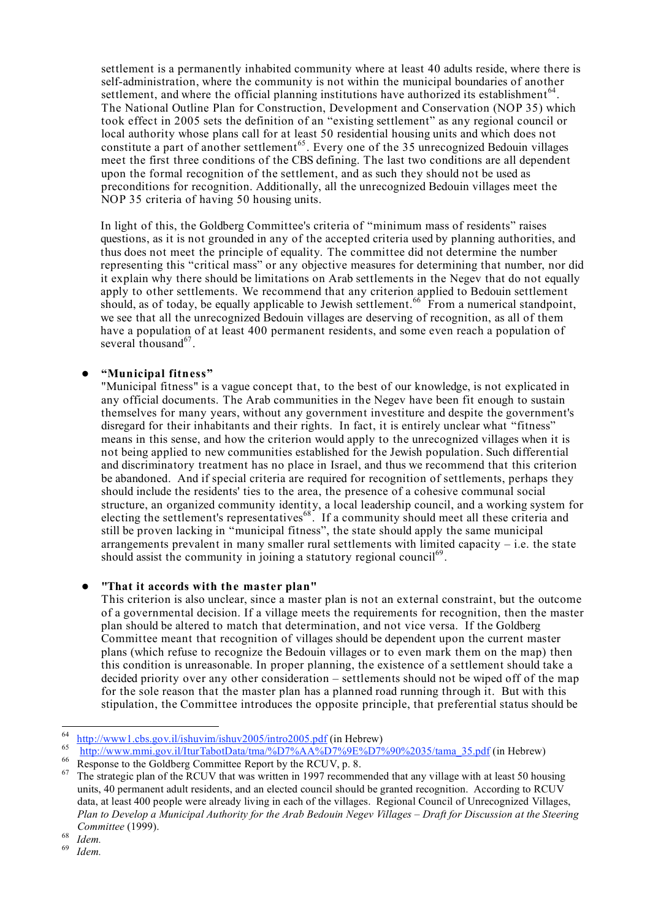settlement is a permanently inhabited community where at least 40 adults reside, where there is self-administration, where the community is not within the municipal boundaries of another settlement, and where the official planning institutions have authorized its establishment[64]. The National Outline Plan for Construction, Development and Conservation (NOP 35) which took effect in 2005 sets the definition of an "existing settlement" as any regional council or local authority whose plans call for at least 50 residential housing units and which does not constitute a part of another settlement[65]. Every one of the 35 unrecognized Bedouin villages meet the first three conditions of the CBS defining. The last two conditions are all dependent upon the formal recognition of the settlement, and as such they should not be used as preconditions for recognition. Additionally, all the unrecognized Bedouin villages meet the NOP 35 criteria of having 50 housing units.

In light of this, the Goldberg Committee's criteria of "minimum mass of residents" raises questions, as it is not grounded in any of the accepted criteria used by planning authorities, and thus does not meet the principle of equality. The committee did not determine the number representing this "critical mass" or any objective measures for determining that number, nor did it explain why there should be limitations on Arab settlements in the Negev that do not equally apply to other settlements. We recommend that any criterion applied to Bedouin settlement should, as of today, be equally applicable to Jewish settlement.[66] From a numerical standpoint, we see that all the unrecognized Bedouin villages are deserving of recognition, as all of them have a population of at least 400 permanent residents, and some even reach a population of several thousand[67].

- **"Municipal fitness"**
  "Municipal fitness" is a vague concept that, to the best of our knowledge, is not explicated in any official documents. The Arab communities in the Negev have been fit enough to sustain themselves for many years, without any government investiture and despite the government's disregard for their inhabitants and their rights. In fact, it is entirely unclear what "fitness" means in this sense, and how the criterion would apply to the unrecognized villages when it is not being applied to new communities established for the Jewish population. Such differential and discriminatory treatment has no place in Israel, and thus we recommend that this criterion be abandoned. And if special criteria are required for recognition of settlements, perhaps they should include the residents' ties to the area, the presence of a cohesive communal social structure, an organized community identity, a local leadership council, and a working system for electing the settlement's representatives[68]. If a community should meet all these criteria and still be proven lacking in "municipal fitness", the state should apply the same municipal arrangements prevalent in many smaller rural settlements with limited capacity – i.e. the state should assist the community in joining a statutory regional council[69].

- **"That it accords with the master plan"**
  This criterion is also unclear, since a master plan is not an external constraint, but the outcome of a governmental decision. If a village meets the requirements for recognition, then the master plan should be altered to match that determination, and not vice versa. If the Goldberg Committee meant that recognition of villages should be dependent upon the current master plans (which refuse to recognize the Bedouin villages or to even mark them on the map) then this condition is unreasonable. In proper planning, the existence of a settlement should take a decided priority over any other consideration – settlements should not be wiped off of the map for the sole reason that the master plan has a planned road running through it. But with this stipulation, the Committee introduces the opposite principle, that preferential status should be

---

[64] http://www1.cbs.gov.il/ishuvim/ishuv2005/intro2005.pdf (in Hebrew)

[65] http://www.mmi.gov.il/IturTabotData/tma/%D7%AA%D7%9E%D7%90%2035/tama_35.pdf (in Hebrew)

[66] Response to the Goldberg Committee Report by the RCUV, p. 8.

[67] The strategic plan of the RCUV that was written in 1997 recommended that any village with at least 50 housing units, 40 permanent adult residents, and an elected council should be granted recognition. According to RCUV data, at least 400 people were already living in each of the villages. Regional Council of Unrecognized Villages, *Plan to Develop a Municipal Authority for the Arab Bedouin Negev Villages – Draft for Discussion at the Steering Committee* (1999).

[68] *Idem.*

[69] *Idem.*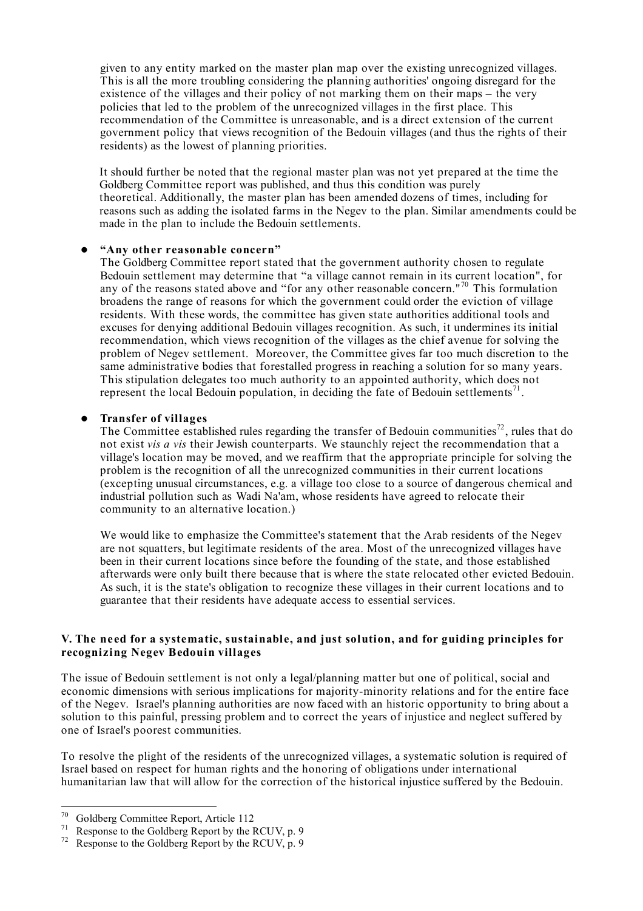given to any entity marked on the master plan map over the existing unrecognized villages. This is all the more troubling considering the planning authorities' ongoing disregard for the existence of the villages and their policy of not marking them on their maps – the very policies that led to the problem of the unrecognized villages in the first place. This recommendation of the Committee is unreasonable, and is a direct extension of the current government policy that views recognition of the Bedouin villages (and thus the rights of their residents) as the lowest of planning priorities.

It should further be noted that the regional master plan was not yet prepared at the time the Goldberg Committee report was published, and thus this condition was purely theoretical. Additionally, the master plan has been amended dozens of times, including for reasons such as adding the isolated farms in the Negev to the plan. Similar amendments could be made in the plan to include the Bedouin settlements.

- **"Any other reasonable concern"**
  The Goldberg Committee report stated that the government authority chosen to regulate Bedouin settlement may determine that "a village cannot remain in its current location", for any of the reasons stated above and "for any other reasonable concern."[70] This formulation broadens the range of reasons for which the government could order the eviction of village residents. With these words, the committee has given state authorities additional tools and excuses for denying additional Bedouin villages recognition. As such, it undermines its initial recommendation, which views recognition of the villages as the chief avenue for solving the problem of Negev settlement. Moreover, the Committee gives far too much discretion to the same administrative bodies that forestalled progress in reaching a solution for so many years. This stipulation delegates too much authority to an appointed authority, which does not represent the local Bedouin population, in deciding the fate of Bedouin settlements[71].

- **Transfer of villages**
  The Committee established rules regarding the transfer of Bedouin communities[72], rules that do not exist *vis a vis* their Jewish counterparts. We staunchly reject the recommendation that a village's location may be moved, and we reaffirm that the appropriate principle for solving the problem is the recognition of all the unrecognized communities in their current locations (excepting unusual circumstances, e.g. a village too close to a source of dangerous chemical and industrial pollution such as Wadi Na'am, whose residents have agreed to relocate their community to an alternative location.)

  We would like to emphasize the Committee's statement that the Arab residents of the Negev are not squatters, but legitimate residents of the area. Most of the unrecognized villages have been in their current locations since before the founding of the state, and those established afterwards were only built there because that is where the state relocated other evicted Bedouin. As such, it is the state's obligation to recognize these villages in their current locations and to guarantee that their residents have adequate access to essential services.

## V. The need for a systematic, sustainable, and just solution, and for guiding principles for recognizing Negev Bedouin villages

The issue of Bedouin settlement is not only a legal/planning matter but one of political, social and economic dimensions with serious implications for majority-minority relations and for the entire face of the Negev. Israel's planning authorities are now faced with an historic opportunity to bring about a solution to this painful, pressing problem and to correct the years of injustice and neglect suffered by one of Israel's poorest communities.

To resolve the plight of the residents of the unrecognized villages, a systematic solution is required of Israel based on respect for human rights and the honoring of obligations under international humanitarian law that will allow for the correction of the historical injustice suffered by the Bedouin.

---

[70] Goldberg Committee Report, Article 112

[71] Response to the Goldberg Report by the RCUV, p. 9

[72] Response to the Goldberg Report by the RCUV, p. 9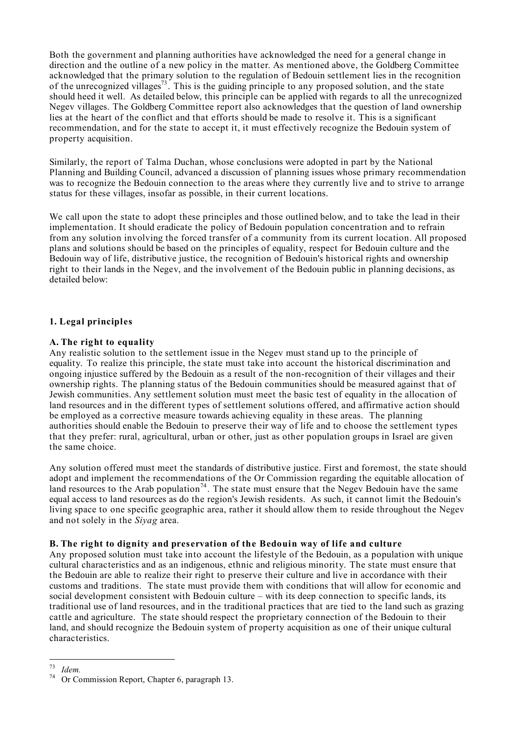Both the government and planning authorities have acknowledged the need for a general change in direction and the outline of a new policy in the matter. As mentioned above, the Goldberg Committee acknowledged that the primary solution to the regulation of Bedouin settlement lies in the recognition of the unrecognized villages[73]. This is the guiding principle to any proposed solution, and the state should heed it well. As detailed below, this principle can be applied with regards to all the unrecognized Negev villages. The Goldberg Committee report also acknowledges that the question of land ownership lies at the heart of the conflict and that efforts should be made to resolve it. This is a significant recommendation, and for the state to accept it, it must effectively recognize the Bedouin system of property acquisition.

Similarly, the report of Talma Duchan, whose conclusions were adopted in part by the National Planning and Building Council, advanced a discussion of planning issues whose primary recommendation was to recognize the Bedouin connection to the areas where they currently live and to strive to arrange status for these villages, insofar as possible, in their current locations.

We call upon the state to adopt these principles and those outlined below, and to take the lead in their implementation. It should eradicate the policy of Bedouin population concentration and to refrain from any solution involving the forced transfer of a community from its current location. All proposed plans and solutions should be based on the principles of equality, respect for Bedouin culture and the Bedouin way of life, distributive justice, the recognition of Bedouin's historical rights and ownership right to their lands in the Negev, and the involvement of the Bedouin public in planning decisions, as detailed below:

## 1. Legal principles

### A. The right to equality

Any realistic solution to the settlement issue in the Negev must stand up to the principle of equality. To realize this principle, the state must take into account the historical discrimination and ongoing injustice suffered by the Bedouin as a result of the non-recognition of their villages and their ownership rights. The planning status of the Bedouin communities should be measured against that of Jewish communities. Any settlement solution must meet the basic test of equality in the allocation of land resources and in the different types of settlement solutions offered, and affirmative action should be employed as a corrective measure towards achieving equality in these areas. The planning authorities should enable the Bedouin to preserve their way of life and to choose the settlement types that they prefer: rural, agricultural, urban or other, just as other population groups in Israel are given the same choice.

Any solution offered must meet the standards of distributive justice. First and foremost, the state should adopt and implement the recommendations of the Or Commission regarding the equitable allocation of land resources to the Arab population[74]. The state must ensure that the Negev Bedouin have the same equal access to land resources as do the region's Jewish residents. As such, it cannot limit the Bedouin's living space to one specific geographic area, rather it should allow them to reside throughout the Negev and not solely in the *Siyag* area.

### B. The right to dignity and preservation of the Bedouin way of life and culture

Any proposed solution must take into account the lifestyle of the Bedouin, as a population with unique cultural characteristics and as an indigenous, ethnic and religious minority. The state must ensure that the Bedouin are able to realize their right to preserve their culture and live in accordance with their customs and traditions. The state must provide them with conditions that will allow for economic and social development consistent with Bedouin culture – with its deep connection to specific lands, its traditional use of land resources, and in the traditional practices that are tied to the land such as grazing cattle and agriculture. The state should respect the proprietary connection of the Bedouin to their land, and should recognize the Bedouin system of property acquisition as one of their unique cultural characteristics.

---

[73] *Idem.*

[74] Or Commission Report, Chapter 6, paragraph 13.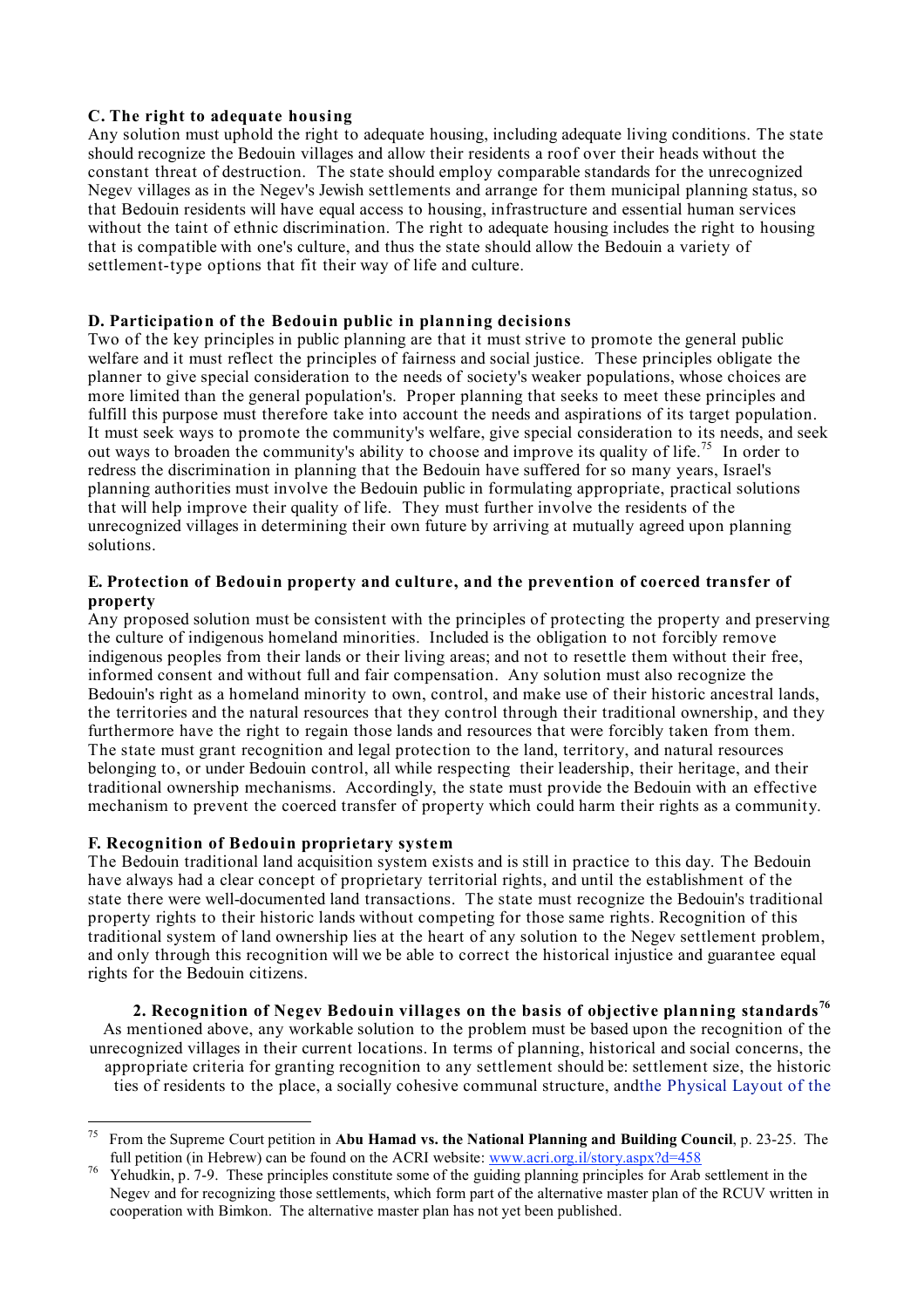### C. The right to adequate housing

Any solution must uphold the right to adequate housing, including adequate living conditions. The state should recognize the Bedouin villages and allow their residents a roof over their heads without the constant threat of destruction. The state should employ comparable standards for the unrecognized Negev villages as in the Negev's Jewish settlements and arrange for them municipal planning status, so that Bedouin residents will have equal access to housing, infrastructure and essential human services without the taint of ethnic discrimination. The right to adequate housing includes the right to housing that is compatible with one's culture, and thus the state should allow the Bedouin a variety of settlement-type options that fit their way of life and culture.

### D. Participation of the Bedouin public in planning decisions

Two of the key principles in public planning are that it must strive to promote the general public welfare and it must reflect the principles of fairness and social justice. These principles obligate the planner to give special consideration to the needs of society's weaker populations, whose choices are more limited than the general population's. Proper planning that seeks to meet these principles and fulfill this purpose must therefore take into account the needs and aspirations of its target population. It must seek ways to promote the community's welfare, give special consideration to its needs, and seek out ways to broaden the community's ability to choose and improve its quality of life.[75] In order to redress the discrimination in planning that the Bedouin have suffered for so many years, Israel's planning authorities must involve the Bedouin public in formulating appropriate, practical solutions that will help improve their quality of life. They must further involve the residents of the unrecognized villages in determining their own future by arriving at mutually agreed upon planning solutions.

### E. Protection of Bedouin property and culture, and the prevention of coerced transfer of property

Any proposed solution must be consistent with the principles of protecting the property and preserving the culture of indigenous homeland minorities. Included is the obligation to not forcibly remove indigenous peoples from their lands or their living areas; and not to resettle them without their free, informed consent and without full and fair compensation. Any solution must also recognize the Bedouin's right as a homeland minority to own, control, and make use of their historic ancestral lands, the territories and the natural resources that they control through their traditional ownership, and they furthermore have the right to regain those lands and resources that were forcibly taken from them. The state must grant recognition and legal protection to the land, territory, and natural resources belonging to, or under Bedouin control, all while respecting their leadership, their heritage, and their traditional ownership mechanisms. Accordingly, the state must provide the Bedouin with an effective mechanism to prevent the coerced transfer of property which could harm their rights as a community.

### F. Recognition of Bedouin proprietary system

The Bedouin traditional land acquisition system exists and is still in practice to this day. The Bedouin have always had a clear concept of proprietary territorial rights, and until the establishment of the state there were well-documented land transactions. The state must recognize the Bedouin's traditional property rights to their historic lands without competing for those same rights. Recognition of this traditional system of land ownership lies at the heart of any solution to the Negev settlement problem, and only through this recognition will we be able to correct the historical injustice and guarantee equal rights for the Bedouin citizens.

## 2. Recognition of Negev Bedouin villages on the basis of objective planning standards[76]

As mentioned above, any workable solution to the problem must be based upon the recognition of the unrecognized villages in their current locations. In terms of planning, historical and social concerns, the appropriate criteria for granting recognition to any settlement should be: settlement size, the historic ties of residents to the place, a socially cohesive communal structure, andthe Physical Layout of the

---

[75] From the Supreme Court petition in **Abu Hamad vs. the National Planning and Building Council**, p. 23-25. The full petition (in Hebrew) can be found on the ACRI website: www.acri.org.il/story.aspx?d=458

[76] Yehudkin, p. 7-9. These principles constitute some of the guiding planning principles for Arab settlement in the Negev and for recognizing those settlements, which form part of the alternative master plan of the RCUV written in cooperation with Bimkon. The alternative master plan has not yet been published.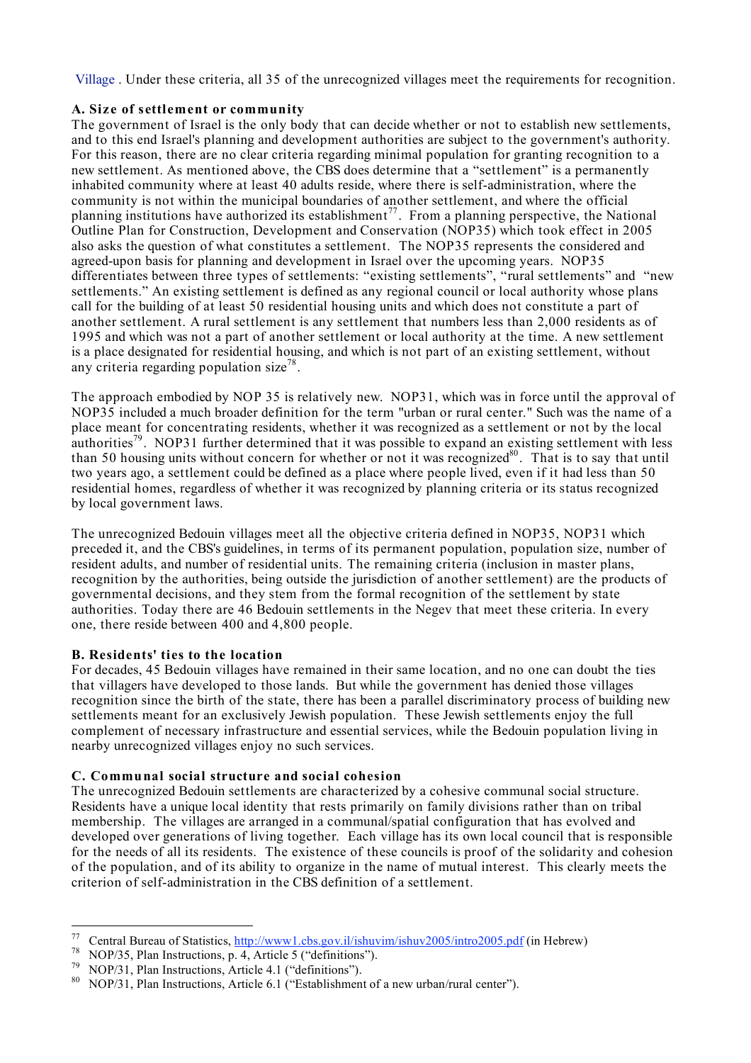Village . Under these criteria, all 35 of the unrecognized villages meet the requirements for recognition.

**A. Size of settlement or community**

The government of Israel is the only body that can decide whether or not to establish new settlements, and to this end Israel's planning and development authorities are subject to the government's authority. For this reason, there are no clear criteria regarding minimal population for granting recognition to a new settlement. As mentioned above, the CBS does determine that a "settlement" is a permanently inhabited community where at least 40 adults reside, where there is self-administration, where the community is not within the municipal boundaries of another settlement, and where the official planning institutions have authorized its establishment[77]. From a planning perspective, the National Outline Plan for Construction, Development and Conservation (NOP35) which took effect in 2005 also asks the question of what constitutes a settlement. The NOP35 represents the considered and agreed-upon basis for planning and development in Israel over the upcoming years. NOP35 differentiates between three types of settlements: "existing settlements", "rural settlements" and "new settlements." An existing settlement is defined as any regional council or local authority whose plans call for the building of at least 50 residential housing units and which does not constitute a part of another settlement. A rural settlement is any settlement that numbers less than 2,000 residents as of 1995 and which was not a part of another settlement or local authority at the time. A new settlement is a place designated for residential housing, and which is not part of an existing settlement, without any criteria regarding population size[78].

The approach embodied by NOP 35 is relatively new. NOP31, which was in force until the approval of NOP35 included a much broader definition for the term "urban or rural center." Such was the name of a place meant for concentrating residents, whether it was recognized as a settlement or not by the local authorities[79]. NOP31 further determined that it was possible to expand an existing settlement with less than 50 housing units without concern for whether or not it was recognized[80]. That is to say that until two years ago, a settlement could be defined as a place where people lived, even if it had less than 50 residential homes, regardless of whether it was recognized by planning criteria or its status recognized by local government laws.

The unrecognized Bedouin villages meet all the objective criteria defined in NOP35, NOP31 which preceded it, and the CBS's guidelines, in terms of its permanent population, population size, number of resident adults, and number of residential units. The remaining criteria (inclusion in master plans, recognition by the authorities, being outside the jurisdiction of another settlement) are the products of governmental decisions, and they stem from the formal recognition of the settlement by state authorities. Today there are 46 Bedouin settlements in the Negev that meet these criteria. In every one, there reside between 400 and 4,800 people.

**B. Residents' ties to the location**

For decades, 45 Bedouin villages have remained in their same location, and no one can doubt the ties that villagers have developed to those lands. But while the government has denied those villages recognition since the birth of the state, there has been a parallel discriminatory process of building new settlements meant for an exclusively Jewish population. These Jewish settlements enjoy the full complement of necessary infrastructure and essential services, while the Bedouin population living in nearby unrecognized villages enjoy no such services.

**C. Communal social structure and social cohesion**

The unrecognized Bedouin settlements are characterized by a cohesive communal social structure. Residents have a unique local identity that rests primarily on family divisions rather than on tribal membership. The villages are arranged in a communal/spatial configuration that has evolved and developed over generations of living together. Each village has its own local council that is responsible for the needs of all its residents. The existence of these councils is proof of the solidarity and cohesion of the population, and of its ability to organize in the name of mutual interest. This clearly meets the criterion of self-administration in the CBS definition of a settlement.

---

[77] Central Bureau of Statistics, http://www1.cbs.gov.il/ishuvim/ishuv2005/intro2005.pdf (in Hebrew)

[78] NOP/35, Plan Instructions, p. 4, Article 5 ("definitions").

[79] NOP/31, Plan Instructions, Article 4.1 ("definitions").

[80] NOP/31, Plan Instructions, Article 6.1 ("Establishment of a new urban/rural center").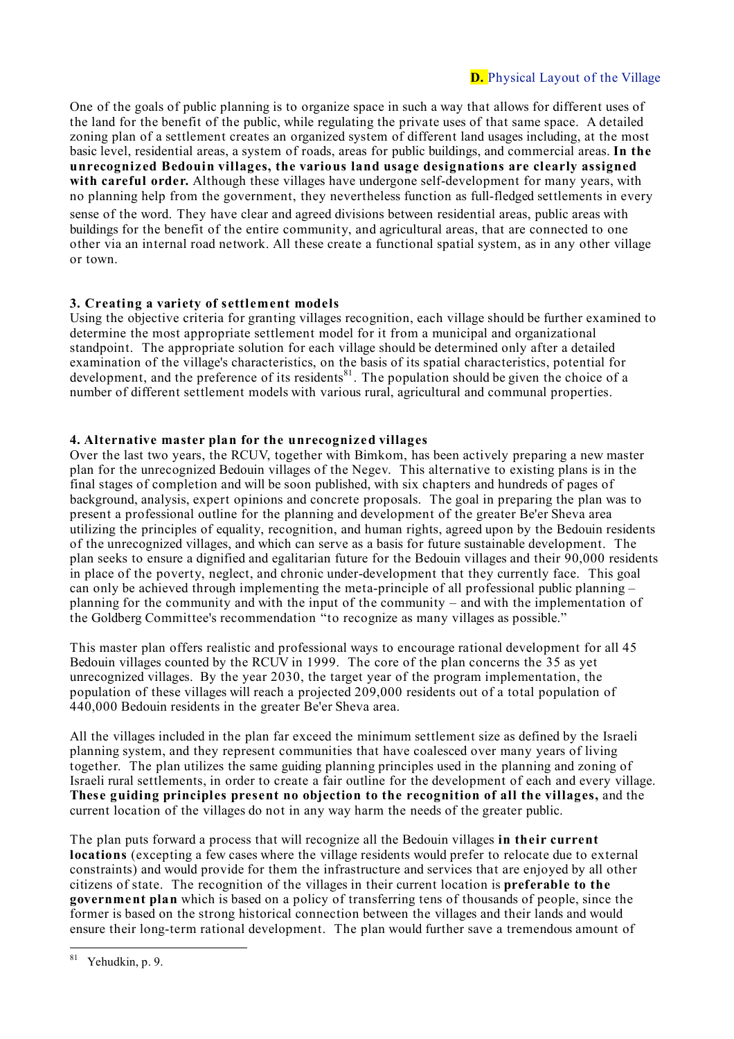**D.** Physical Layout of the Village

One of the goals of public planning is to organize space in such a way that allows for different uses of the land for the benefit of the public, while regulating the private uses of that same space. A detailed zoning plan of a settlement creates an organized system of different land usages including, at the most basic level, residential areas, a system of roads, areas for public buildings, and commercial areas. **In the unrecognized Bedouin villages, the various land usage designations are clearly assigned with careful order.** Although these villages have undergone self-development for many years, with no planning help from the government, they nevertheless function as full-fledged settlements in every sense of the word. They have clear and agreed divisions between residential areas, public areas with buildings for the benefit of the entire community, and agricultural areas, that are connected to one other via an internal road network. All these create a functional spatial system, as in any other village or town.

**3. Creating a variety of settlement models**

Using the objective criteria for granting villages recognition, each village should be further examined to determine the most appropriate settlement model for it from a municipal and organizational standpoint. The appropriate solution for each village should be determined only after a detailed examination of the village's characteristics, on the basis of its spatial characteristics, potential for development, and the preference of its residents[81]. The population should be given the choice of a number of different settlement models with various rural, agricultural and communal properties.

**4. Alternative master plan for the unrecognized villages**

Over the last two years, the RCUV, together with Bimkom, has been actively preparing a new master plan for the unrecognized Bedouin villages of the Negev. This alternative to existing plans is in the final stages of completion and will be soon published, with six chapters and hundreds of pages of background, analysis, expert opinions and concrete proposals. The goal in preparing the plan was to present a professional outline for the planning and development of the greater Be'er Sheva area utilizing the principles of equality, recognition, and human rights, agreed upon by the Bedouin residents of the unrecognized villages, and which can serve as a basis for future sustainable development. The plan seeks to ensure a dignified and egalitarian future for the Bedouin villages and their 90,000 residents in place of the poverty, neglect, and chronic under-development that they currently face. This goal can only be achieved through implementing the meta-principle of all professional public planning – planning for the community and with the input of the community – and with the implementation of the Goldberg Committee's recommendation "to recognize as many villages as possible."

This master plan offers realistic and professional ways to encourage rational development for all 45 Bedouin villages counted by the RCUV in 1999. The core of the plan concerns the 35 as yet unrecognized villages. By the year 2030, the target year of the program implementation, the population of these villages will reach a projected 209,000 residents out of a total population of 440,000 Bedouin residents in the greater Be'er Sheva area.

All the villages included in the plan far exceed the minimum settlement size as defined by the Israeli planning system, and they represent communities that have coalesced over many years of living together. The plan utilizes the same guiding planning principles used in the planning and zoning of Israeli rural settlements, in order to create a fair outline for the development of each and every village. **These guiding principles present no objection to the recognition of all the villages,** and the current location of the villages do not in any way harm the needs of the greater public.

The plan puts forward a process that will recognize all the Bedouin villages **in their current locations** (excepting a few cases where the village residents would prefer to relocate due to external constraints) and would provide for them the infrastructure and services that are enjoyed by all other citizens of state. The recognition of the villages in their current location is **preferable to the government plan** which is based on a policy of transferring tens of thousands of people, since the former is based on the strong historical connection between the villages and their lands and would ensure their long-term rational development. The plan would further save a tremendous amount of

[81] Yehudkin, p. 9.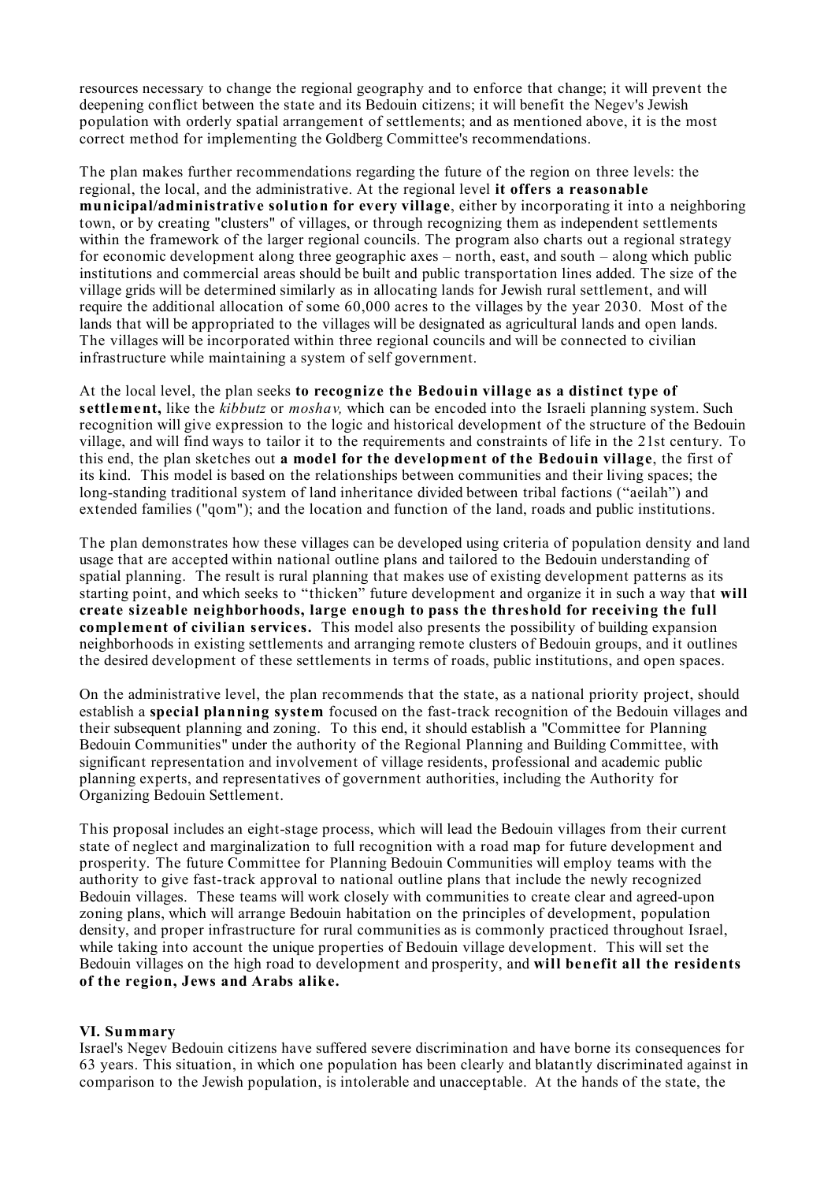resources necessary to change the regional geography and to enforce that change; it will prevent the deepening conflict between the state and its Bedouin citizens; it will benefit the Negev's Jewish population with orderly spatial arrangement of settlements; and as mentioned above, it is the most correct method for implementing the Goldberg Committee's recommendations.

The plan makes further recommendations regarding the future of the region on three levels: the regional, the local, and the administrative. At the regional level **it offers a reasonable municipal/administrative solution for every village**, either by incorporating it into a neighboring town, or by creating "clusters" of villages, or through recognizing them as independent settlements within the framework of the larger regional councils. The program also charts out a regional strategy for economic development along three geographic axes – north, east, and south – along which public institutions and commercial areas should be built and public transportation lines added. The size of the village grids will be determined similarly as in allocating lands for Jewish rural settlement, and will require the additional allocation of some 60,000 acres to the villages by the year 2030. Most of the lands that will be appropriated to the villages will be designated as agricultural lands and open lands. The villages will be incorporated within three regional councils and will be connected to civilian infrastructure while maintaining a system of self government.

At the local level, the plan seeks **to recognize the Bedouin village as a distinct type of settlement,** like the *kibbutz* or *moshav,* which can be encoded into the Israeli planning system. Such recognition will give expression to the logic and historical development of the structure of the Bedouin village, and will find ways to tailor it to the requirements and constraints of life in the 21st century. To this end, the plan sketches out **a model for the development of the Bedouin village**, the first of its kind. This model is based on the relationships between communities and their living spaces; the long-standing traditional system of land inheritance divided between tribal factions ("aeilah") and extended families ("qom"); and the location and function of the land, roads and public institutions.

The plan demonstrates how these villages can be developed using criteria of population density and land usage that are accepted within national outline plans and tailored to the Bedouin understanding of spatial planning. The result is rural planning that makes use of existing development patterns as its starting point, and which seeks to "thicken" future development and organize it in such a way that **will create sizeable neighborhoods, large enough to pass the threshold for receiving the full complement of civilian services.** This model also presents the possibility of building expansion neighborhoods in existing settlements and arranging remote clusters of Bedouin groups, and it outlines the desired development of these settlements in terms of roads, public institutions, and open spaces.

On the administrative level, the plan recommends that the state, as a national priority project, should establish a **special planning system** focused on the fast-track recognition of the Bedouin villages and their subsequent planning and zoning. To this end, it should establish a "Committee for Planning Bedouin Communities" under the authority of the Regional Planning and Building Committee, with significant representation and involvement of village residents, professional and academic public planning experts, and representatives of government authorities, including the Authority for Organizing Bedouin Settlement.

This proposal includes an eight-stage process, which will lead the Bedouin villages from their current state of neglect and marginalization to full recognition with a road map for future development and prosperity. The future Committee for Planning Bedouin Communities will employ teams with the authority to give fast-track approval to national outline plans that include the newly recognized Bedouin villages. These teams will work closely with communities to create clear and agreed-upon zoning plans, which will arrange Bedouin habitation on the principles of development, population density, and proper infrastructure for rural communities as is commonly practiced throughout Israel, while taking into account the unique properties of Bedouin village development. This will set the Bedouin villages on the high road to development and prosperity, and **will benefit all the residents of the region, Jews and Arabs alike.**

## VI. Summary

Israel's Negev Bedouin citizens have suffered severe discrimination and have borne its consequences for 63 years. This situation, in which one population has been clearly and blatantly discriminated against in comparison to the Jewish population, is intolerable and unacceptable. At the hands of the state, the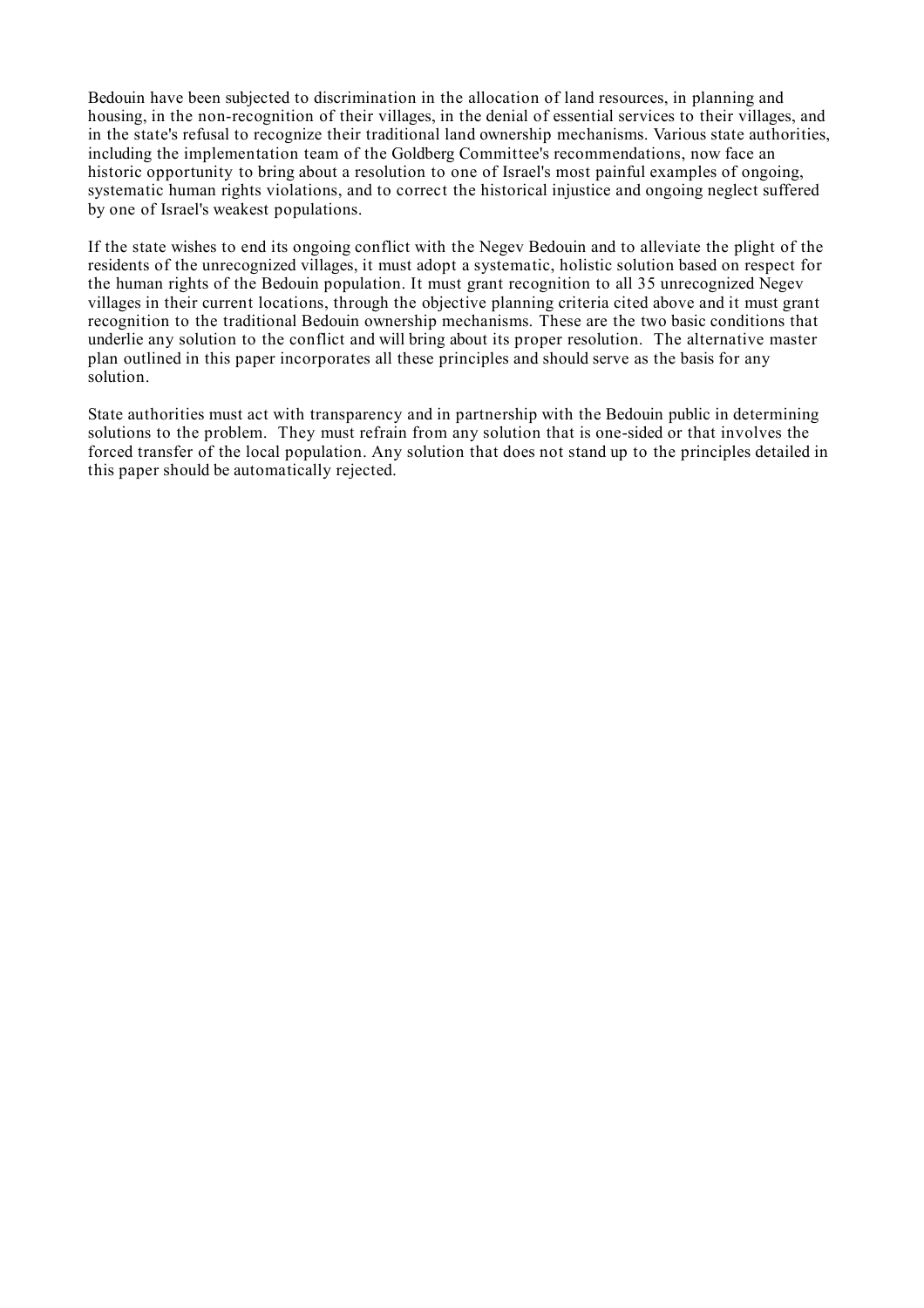Bedouin have been subjected to discrimination in the allocation of land resources, in planning and housing, in the non-recognition of their villages, in the denial of essential services to their villages, and in the state's refusal to recognize their traditional land ownership mechanisms. Various state authorities, including the implementation team of the Goldberg Committee's recommendations, now face an historic opportunity to bring about a resolution to one of Israel's most painful examples of ongoing, systematic human rights violations, and to correct the historical injustice and ongoing neglect suffered by one of Israel's weakest populations.

If the state wishes to end its ongoing conflict with the Negev Bedouin and to alleviate the plight of the residents of the unrecognized villages, it must adopt a systematic, holistic solution based on respect for the human rights of the Bedouin population. It must grant recognition to all 35 unrecognized Negev villages in their current locations, through the objective planning criteria cited above and it must grant recognition to the traditional Bedouin ownership mechanisms. These are the two basic conditions that underlie any solution to the conflict and will bring about its proper resolution. The alternative master plan outlined in this paper incorporates all these principles and should serve as the basis for any solution.

State authorities must act with transparency and in partnership with the Bedouin public in determining solutions to the problem. They must refrain from any solution that is one-sided or that involves the forced transfer of the local population. Any solution that does not stand up to the principles detailed in this paper should be automatically rejected.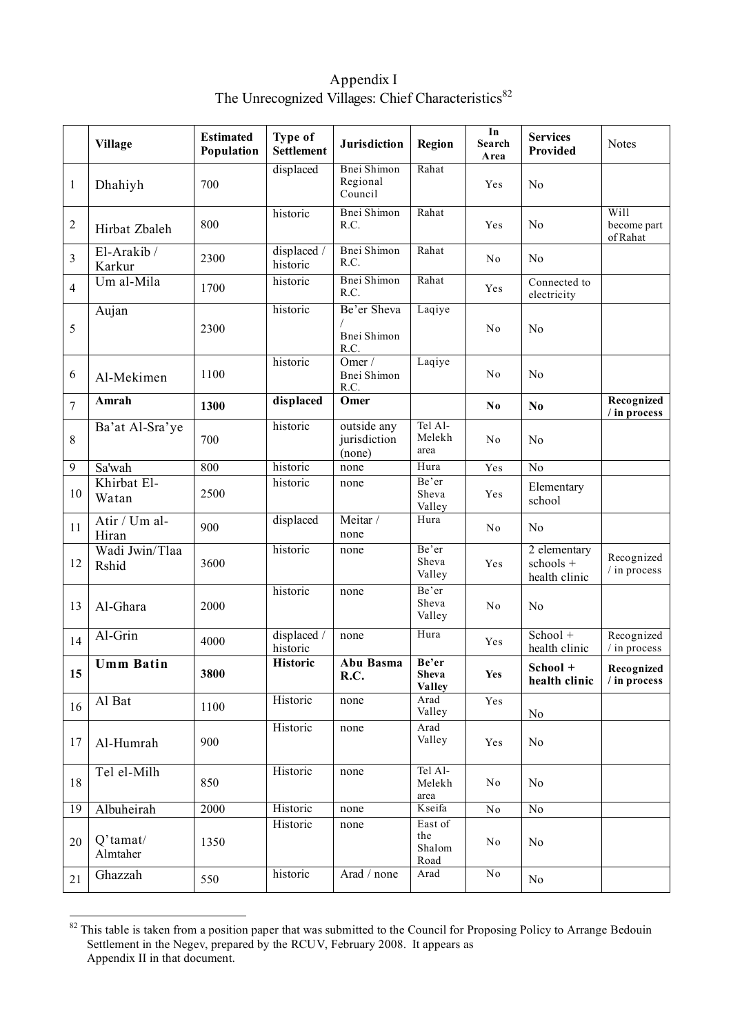# Appendix I
## The Unrecognized Villages: Chief Characteristics[82]

| | Village | Estimated Population | Type of Settlement | Jurisdiction | Region | In Search Area | Services Provided | Notes |
|---|---|---|---|---|---|---|---|---|
| 1 | Dhahiyh | 700 | displaced | Bnei Shimon Regional Council | Rahat | Yes | No | |
| 2 | Hirbat Zbaleh | 800 | historic | Bnei Shimon R.C. | Rahat | Yes | No | Will become part of Rahat |
| 3 | El-Arakib / Karkur | 2300 | displaced / historic | Bnei Shimon R.C. | Rahat | No | No | |
| 4 | Um al-Mila | 1700 | historic | Bnei Shimon R.C. | Rahat | Yes | Connected to electricity | |
| 5 | Aujan | 2300 | historic | Be'er Sheva / Bnei Shimon R.C. | Laqiye | No | No | |
| 6 | Al-Mekimen | 1100 | historic | Omer / Bnei Shimon R.C. | Laqiye | No | No | |
| 7 | **Amrah** | **1300** | **displaced** | **Omer** | | **No** | **No** | **Recognized / in process** |
| 8 | Ba'at Al-Sra'ye | 700 | historic | outside any jurisdiction (none) | Tel Al-Melekh area | No | No | |
| 9 | Sa'wah | 800 | historic | none | Hura | Yes | No | |
| 10 | Khirbat El-Watan | 2500 | historic | none | Be'er Sheva Valley | Yes | Elementary school | |
| 11 | Atir / Um al-Hiran | 900 | displaced | Meitar / none | Hura | No | No | |
| 12 | Wadi Jwin/Tlaa Rshid | 3600 | historic | none | Be'er Sheva Valley | Yes | 2 elementary schools + health clinic | Recognized / in process |
| 13 | Al-Ghara | 2000 | historic | none | Be'er Sheva Valley | No | No | |
| 14 | Al-Grin | 4000 | displaced / historic | none | Hura | Yes | School + health clinic | Recognized / in process |
| **15** | **Umm Batin** | **3800** | **Historic** | **Abu Basma R.C.** | **Be'er Sheva Valley** | **Yes** | **School + health clinic** | **Recognized / in process** |
| 16 | Al Bat | 1100 | Historic | none | Arad Valley | Yes | No | |
| 17 | Al-Humrah | 900 | Historic | none | Arad Valley | Yes | No | |
| 18 | Tel el-Milh | 850 | Historic | none | Tel Al-Melekh area | No | No | |
| 19 | Albuheirah | 2000 | Historic | none | Kseifa | No | No | |
| 20 | Q'tamat/ Almtaher | 1350 | Historic | none | East of the Shalom Road | No | No | |
| 21 | Ghazzah | 550 | historic | Arad / none | Arad | No | No | |

[82] This table is taken from a position paper that was submitted to the Council for Proposing Policy to Arrange Bedouin Settlement in the Negev, prepared by the RCUV, February 2008. It appears as Appendix II in that document.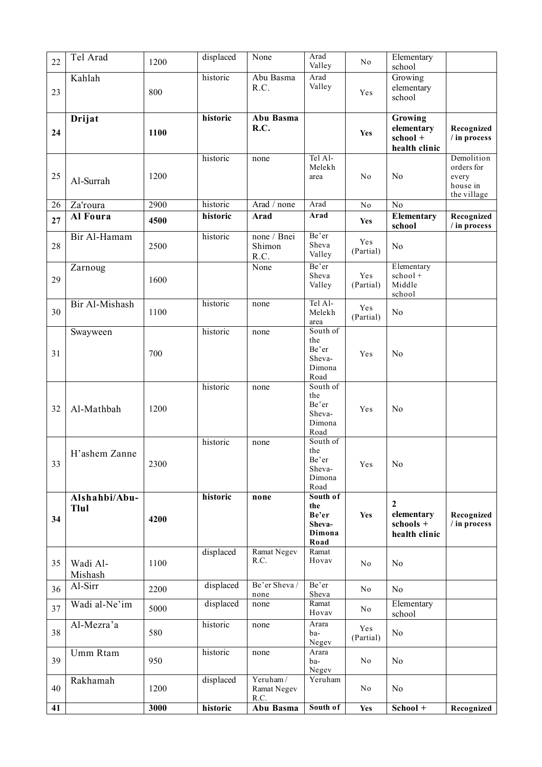| | | | | | | | | |
|---|---|---|---|---|---|---|---|---|
| 22 | Tel Arad | 1200 | displaced | None | Arad Valley | No | Elementary school | |
| 23 | Kahlah | 800 | historic | Abu Basma R.C. | Arad Valley | Yes | Growing elementary school | |
| **24** | **Drijat** | **1100** | **historic** | **Abu Basma R.C.** | | **Yes** | **Growing elementary school + health clinic** | **Recognized / in process** |
| 25 | Al-Surrah | 1200 | historic | none | Tel Al-Melekh area | No | No | Demolition orders for every house in the village |
| 26 | Za'roura | 2900 | historic | Arad / none | Arad | No | No | |
| **27** | **Al Foura** | **4500** | **historic** | **Arad** | **Arad** | **Yes** | **Elementary school** | **Recognized / in process** |
| 28 | Bir Al-Hamam | 2500 | historic | none / Bnei Shimon R.C. | Be'er Sheva Valley | Yes (Partial) | No | |
| 29 | Zarnoug | 1600 | | None | Be'er Sheva Valley | Yes (Partial) | Elementary school + Middle school | |
| 30 | Bir Al-Mishash | 1100 | historic | none | Tel Al-Melekh area | Yes (Partial) | No | |
| 31 | Swayween | 700 | historic | none | South of the Be'er Sheva-Dimona Road | Yes | No | |
| 32 | Al-Mathbah | 1200 | historic | none | South of the Be'er Sheva-Dimona Road | Yes | No | |
| 33 | H'ashem Zanne | 2300 | historic | none | South of the Be'er Sheva-Dimona Road | Yes | No | |
| **34** | **Alshahbi/Abu-Tlul** | **4200** | **historic** | **none** | **South of the Be'er Sheva-Dimona Road** | **Yes** | **2 elementary schools + health clinic** | **Recognized / in process** |
| 35 | Wadi Al-Mishash | 1100 | displaced | Ramat Negev R.C. | Ramat Hovav | No | No | |
| 36 | Al-Sirr | 2200 | displaced | Be'er Sheva / none | Be'er Sheva | No | No | |
| 37 | Wadi al-Ne'im | 5000 | displaced | none | Ramat Hovav | No | Elementary school | |
| 38 | Al-Mezra'a | 580 | historic | none | Arara ba-Negev | Yes (Partial) | No | |
| 39 | Umm Rtam | 950 | historic | none | Arara ba-Negev | No | No | |
| 40 | Rakhamah | 1200 | displaced | Yeruham / Ramat Negev R.C. | Yeruham | No | No | |
| **41** | | **3000** | **historic** | **Abu Basma** | **South of** | **Yes** | **School +** | **Recognized** |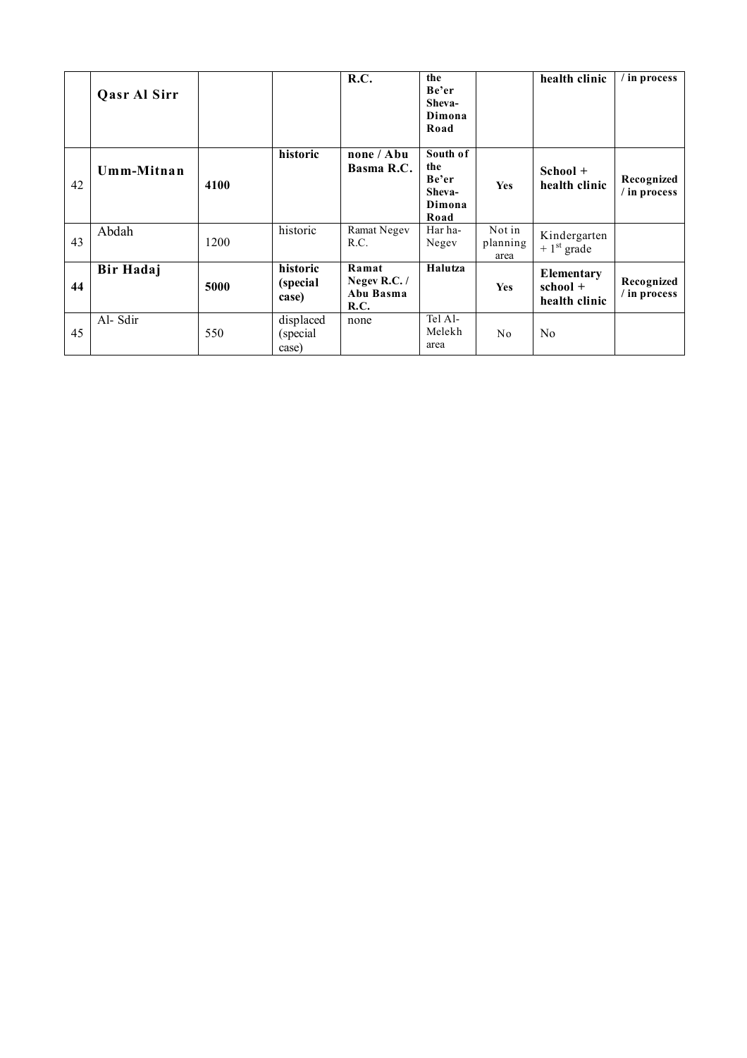| | | | | | | | | |
|---|---|---|---|---|---|---|---|---|
| | **Qasr Al Sirr** | | | **R.C.** | **the Be'er Sheva-Dimona Road** | | **health clinic** | **/ in process** |
| 42 | **Umm-Mitnan** | **4100** | **historic** | **none / Abu Basma R.C.** | **South of the Be'er Sheva-Dimona Road** | **Yes** | **School + health clinic** | **Recognized / in process** |
| 43 | Abdah | 1200 | historic | Ramat Negev R.C. | Har ha-Negev | Not in planning area | Kindergarten + 1st grade | |
| **44** | **Bir Hadaj** | **5000** | **historic (special case)** | **Ramat Negev R.C. / Abu Basma R.C.** | **Halutza** | **Yes** | **Elementary school + health clinic** | **Recognized / in process** |
| 45 | Al- Sdir | 550 | displaced (special case) | none | Tel Al-Melekh area | No | No | |